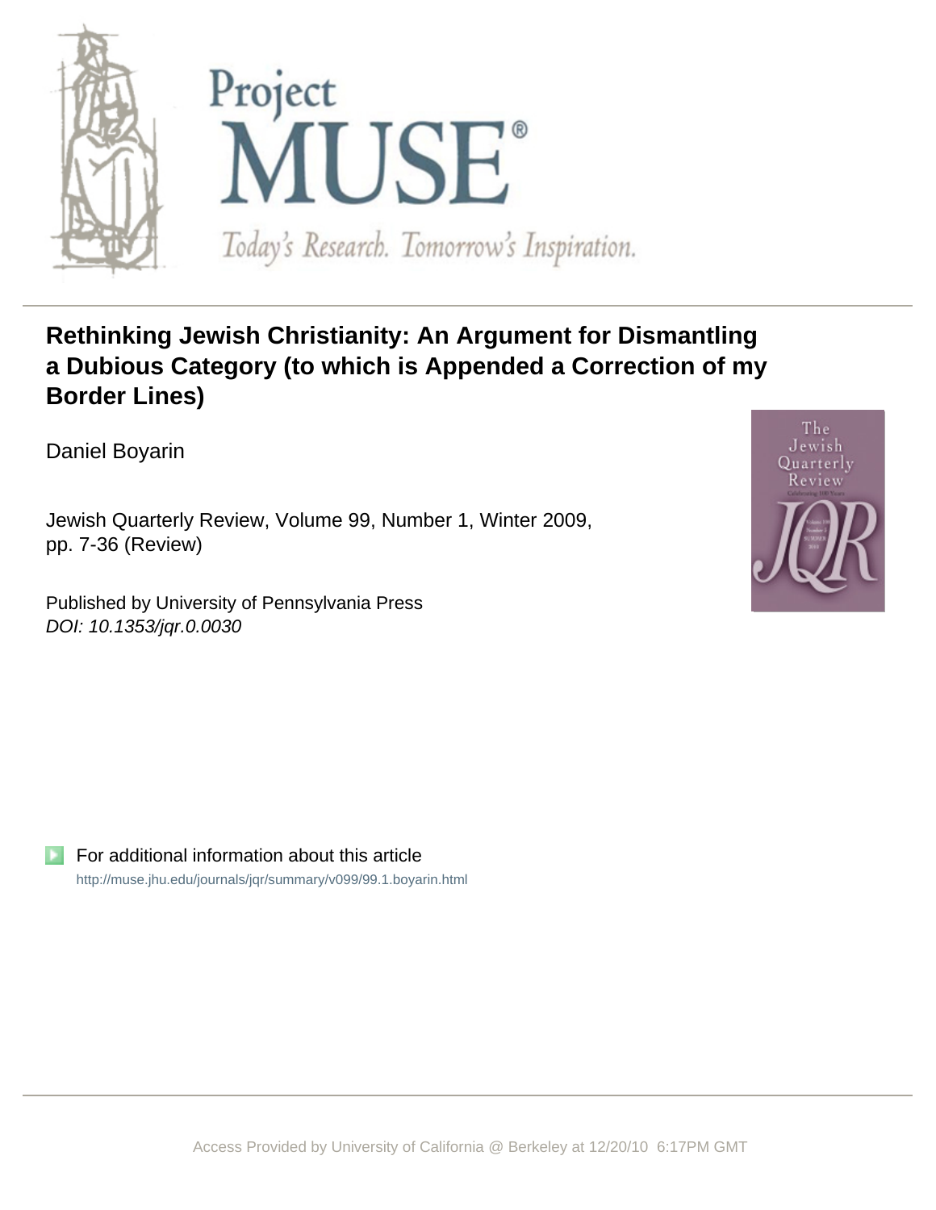Project MUSE®

*Today's Research. Tomorrow's Inspiration.*

---

# Rethinking Jewish Christianity: An Argument for Dismantling a Dubious Category (to which is Appended a Correction of my Border Lines)

Daniel Boyarin

Jewish Quarterly Review, Volume 99, Number 1, Winter 2009, pp. 7-36 (Review)

Published by University of Pennsylvania Press

*DOI: 10.1353/jqr.0.0030*

For additional information about this article

http://muse.jhu.edu/journals/jqr/summary/v099/99.1.boyarin.html

---

Access Provided by University of California @ Berkeley at 12/20/10 6:17PM GMT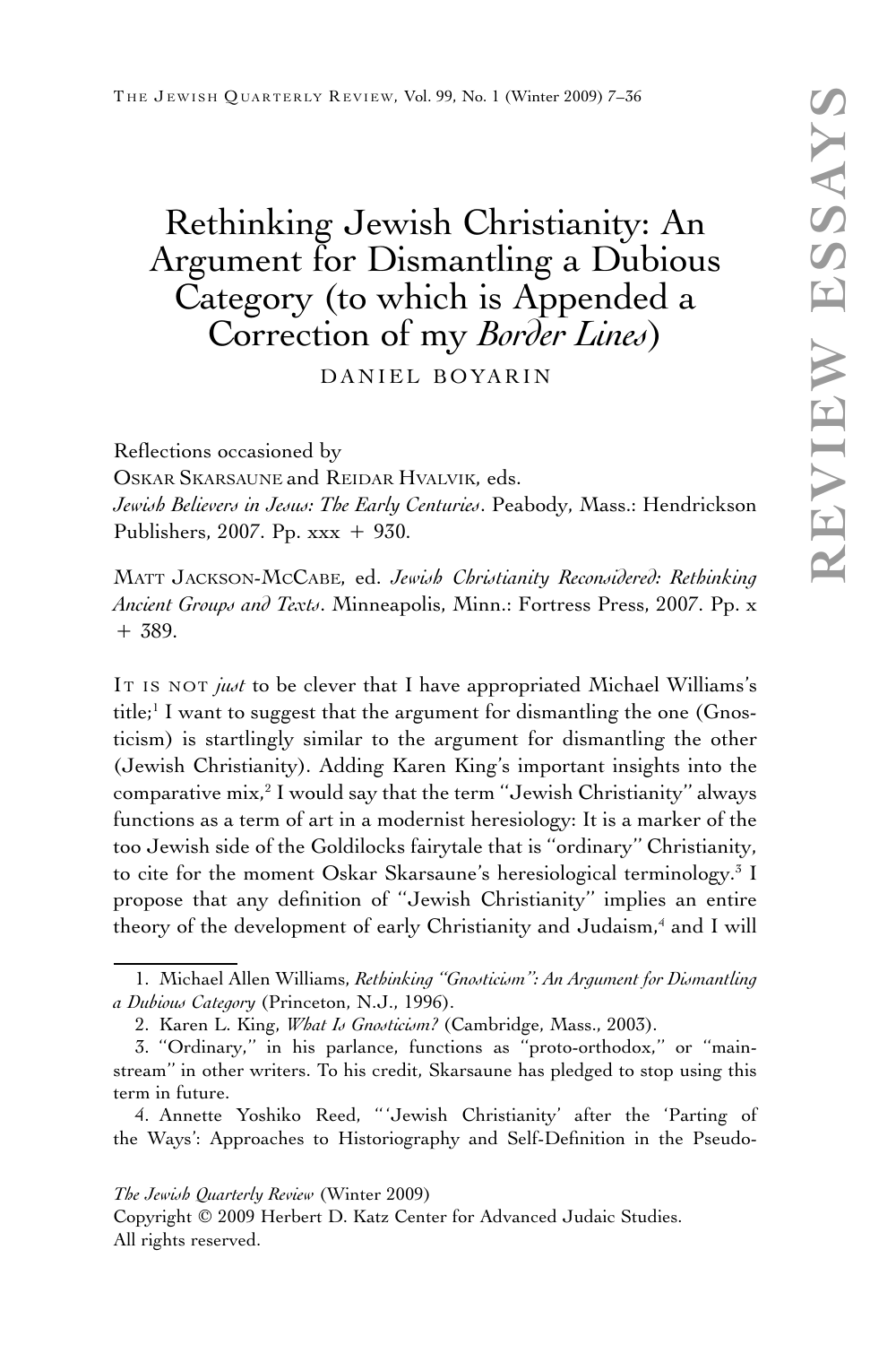# Rethinking Jewish Christianity: An Argument for Dismantling a Dubious Category (to which is Appended a Correction of my *Border Lines*)

DANIEL BOYARIN

Reflections occasioned by
OSKAR SKARSAUNE and REIDAR HVALVIK, eds.
*Jewish Believers in Jesus: The Early Centuries*. Peabody, Mass.: Hendrickson Publishers, 2007. Pp. xxx + 930.

MATT JACKSON-MCCABE, ed. *Jewish Christianity Reconsidered: Rethinking Ancient Groups and Texts*. Minneapolis, Minn.: Fortress Press, 2007. Pp. x + 389.

IT IS NOT *just* to be clever that I have appropriated Michael Williams's title;[1] I want to suggest that the argument for dismantling the one (Gnosticism) is startlingly similar to the argument for dismantling the other (Jewish Christianity). Adding Karen King's important insights into the comparative mix,[2] I would say that the term "Jewish Christianity" always functions as a term of art in a modernist heresiology: It is a marker of the too Jewish side of the Goldilocks fairytale that is "ordinary" Christianity, to cite for the moment Oskar Skarsaune's heresiological terminology.[3] I propose that any definition of "Jewish Christianity" implies an entire theory of the development of early Christianity and Judaism,[4] and I will

1. Michael Allen Williams, *Rethinking "Gnosticism": An Argument for Dismantling a Dubious Category* (Princeton, N.J., 1996).

2. Karen L. King, *What Is Gnosticism?* (Cambridge, Mass., 2003).

3. "Ordinary," in his parlance, functions as "proto-orthodox," or "mainstream" in other writers. To his credit, Skarsaune has pledged to stop using this term in future.

4. Annette Yoshiko Reed, "'Jewish Christianity' after the 'Parting of the Ways': Approaches to Historiography and Self-Definition in the Pseudo-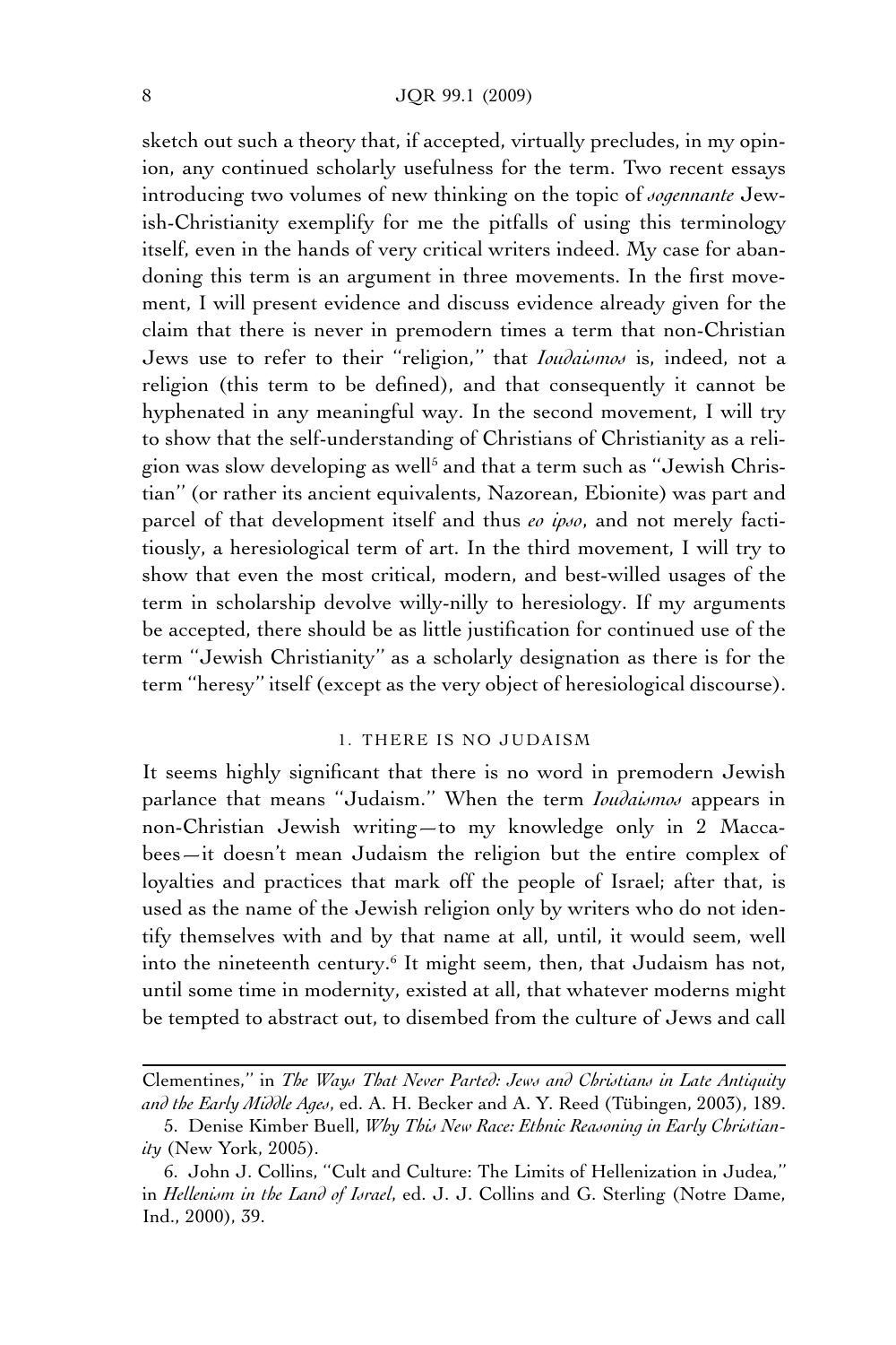sketch out such a theory that, if accepted, virtually precludes, in my opinion, any continued scholarly usefulness for the term. Two recent essays introducing two volumes of new thinking on the topic of *sogennante* Jewish-Christianity exemplify for me the pitfalls of using this terminology itself, even in the hands of very critical writers indeed. My case for abandoning this term is an argument in three movements. In the first movement, I will present evidence and discuss evidence already given for the claim that there is never in premodern times a term that non-Christian Jews use to refer to their "religion," that *Ioudaismos* is, indeed, not a religion (this term to be defined), and that consequently it cannot be hyphenated in any meaningful way. In the second movement, I will try to show that the self-understanding of Christians of Christianity as a religion was slow developing as well[5] and that a term such as "Jewish Christian" (or rather its ancient equivalents, Nazorean, Ebionite) was part and parcel of that development itself and thus *eo ipso*, and not merely factitiously, a heresiological term of art. In the third movement, I will try to show that even the most critical, modern, and best-willed usages of the term in scholarship devolve willy-nilly to heresiology. If my arguments be accepted, there should be as little justification for continued use of the term "Jewish Christianity" as a scholarly designation as there is for the term "heresy" itself (except as the very object of heresiological discourse).

## 1. THERE IS NO JUDAISM

It seems highly significant that there is no word in premodern Jewish parlance that means "Judaism." When the term *Ioudaismos* appears in non-Christian Jewish writing—to my knowledge only in 2 Maccabees—it doesn't mean Judaism the religion but the entire complex of loyalties and practices that mark off the people of Israel; after that, is used as the name of the Jewish religion only by writers who do not identify themselves with and by that name at all, until, it would seem, well into the nineteenth century.[6] It might seem, then, that Judaism has not, until some time in modernity, existed at all, that whatever moderns might be tempted to abstract out, to disembed from the culture of Jews and call

---

Clementines," in *The Ways That Never Parted: Jews and Christians in Late Antiquity and the Early Middle Ages*, ed. A. H. Becker and A. Y. Reed (Tübingen, 2003), 189.

5. Denise Kimber Buell, *Why This New Race: Ethnic Reasoning in Early Christianity* (New York, 2005).

6. John J. Collins, "Cult and Culture: The Limits of Hellenization in Judea," in *Hellenism in the Land of Israel*, ed. J. J. Collins and G. Sterling (Notre Dame, Ind., 2000), 39.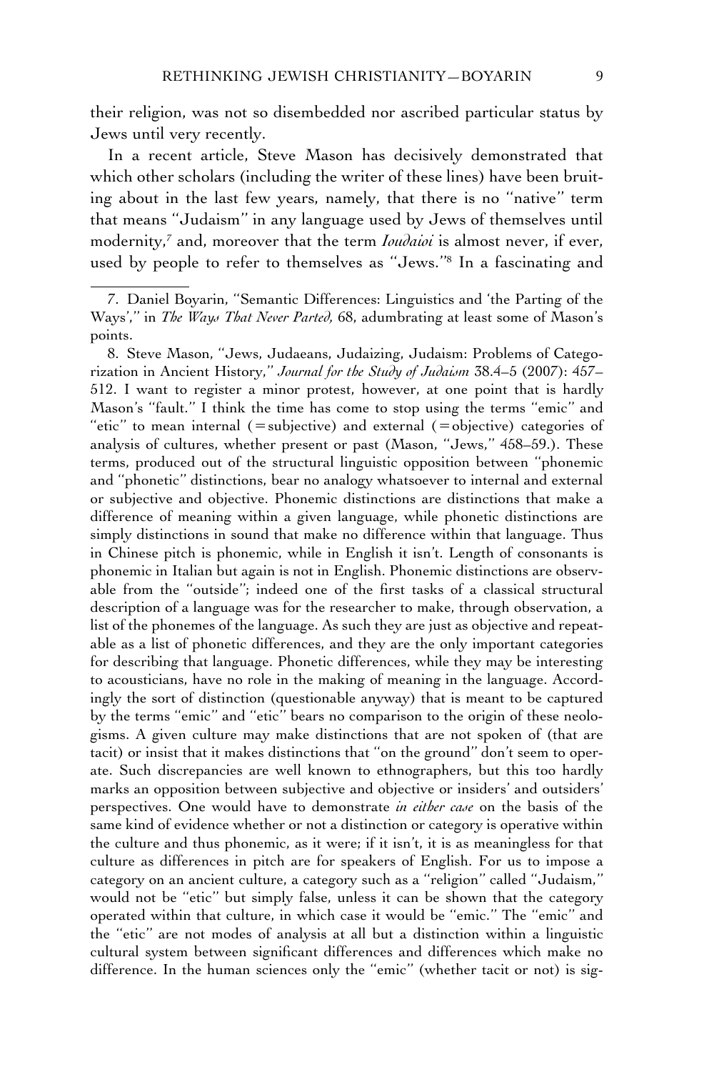their religion, was not so disembedded nor ascribed particular status by Jews until very recently.

In a recent article, Steve Mason has decisively demonstrated that which other scholars (including the writer of these lines) have been bruiting about in the last few years, namely, that there is no "native" term that means "Judaism" in any language used by Jews of themselves until modernity,[7] and, moreover that the term *Ioudaioi* is almost never, if ever, used by people to refer to themselves as "Jews."[8] In a fascinating and

---

7. Daniel Boyarin, "Semantic Differences: Linguistics and 'the Parting of the Ways'," in *The Ways That Never Parted,* 68, adumbrating at least some of Mason's points.

8. Steve Mason, "Jews, Judaeans, Judaizing, Judaism: Problems of Categorization in Ancient History," *Journal for the Study of Judaism* 38.4–5 (2007): 457–512. I want to register a minor protest, however, at one point that is hardly Mason's "fault." I think the time has come to stop using the terms "emic" and "etic" to mean internal (=subjective) and external (=objective) categories of analysis of cultures, whether present or past (Mason, "Jews," 458–59.). These terms, produced out of the structural linguistic opposition between "phonemic and "phonetic" distinctions, bear no analogy whatsoever to internal and external or subjective and objective. Phonemic distinctions are distinctions that make a difference of meaning within a given language, while phonetic distinctions are simply distinctions in sound that make no difference within that language. Thus in Chinese pitch is phonemic, while in English it isn't. Length of consonants is phonemic in Italian but again is not in English. Phonemic distinctions are observable from the "outside"; indeed one of the first tasks of a classical structural description of a language was for the researcher to make, through observation, a list of the phonemes of the language. As such they are just as objective and repeatable as a list of phonetic differences, and they are the only important categories for describing that language. Phonetic differences, while they may be interesting to acousticians, have no role in the making of meaning in the language. Accordingly the sort of distinction (questionable anyway) that is meant to be captured by the terms "emic" and "etic" bears no comparison to the origin of these neologisms. A given culture may make distinctions that are not spoken of (that are tacit) or insist that it makes distinctions that "on the ground" don't seem to operate. Such discrepancies are well known to ethnographers, but this too hardly marks an opposition between subjective and objective or insiders' and outsiders' perspectives. One would have to demonstrate *in either case* on the basis of the same kind of evidence whether or not a distinction or category is operative within the culture and thus phonemic, as it were; if it isn't, it is as meaningless for that culture as differences in pitch are for speakers of English. For us to impose a category on an ancient culture, a category such as a "religion" called "Judaism," would not be "etic" but simply false, unless it can be shown that the category operated within that culture, in which case it would be "emic." The "emic" and the "etic" are not modes of analysis at all but a distinction within a linguistic cultural system between significant differences and differences which make no difference. In the human sciences only the "emic" (whether tacit or not) is sig-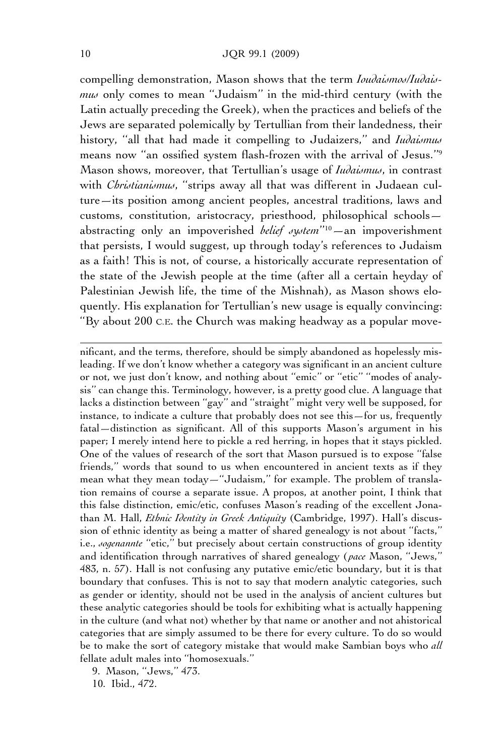compelling demonstration, Mason shows that the term *Ioudaismos/Iudaismus* only comes to mean "Judaism" in the mid-third century (with the Latin actually preceding the Greek), when the practices and beliefs of the Jews are separated polemically by Tertullian from their landedness, their history, "all that had made it compelling to Judaizers," and *Iudaismus* means now "an ossified system flash-frozen with the arrival of Jesus."[9] Mason shows, moreover, that Tertullian's usage of *Iudaismus*, in contrast with *Christianismus*, "strips away all that was different in Judaean culture—its position among ancient peoples, ancestral traditions, laws and customs, constitution, aristocracy, priesthood, philosophical schools—abstracting only an impoverished *belief system*"[10]—an impoverishment that persists, I would suggest, up through today's references to Judaism as a faith! This is not, of course, a historically accurate representation of the state of the Jewish people at the time (after all a certain heyday of Palestinian Jewish life, the time of the Mishnah), as Mason shows eloquently. His explanation for Tertullian's new usage is equally convincing: "By about 200 C.E. the Church was making headway as a popular move-

---

nificant, and the terms, therefore, should be simply abandoned as hopelessly misleading. If we don't know whether a category was significant in an ancient culture or not, we just don't know, and nothing about "emic" or "etic" "modes of analysis" can change this. Terminology, however, is a pretty good clue. A language that lacks a distinction between "gay" and "straight" might very well be supposed, for instance, to indicate a culture that probably does not see this—for us, frequently fatal—distinction as significant. All of this supports Mason's argument in his paper; I merely intend here to pickle a red herring, in hopes that it stays pickled. One of the values of research of the sort that Mason pursued is to expose "false friends," words that sound to us when encountered in ancient texts as if they mean what they mean today—"Judaism," for example. The problem of translation remains of course a separate issue. A propos, at another point, I think that this false distinction, emic/etic, confuses Mason's reading of the excellent Jonathan M. Hall, *Ethnic Identity in Greek Antiquity* (Cambridge, 1997). Hall's discussion of ethnic identity as being a matter of shared genealogy is not about "facts," i.e., *sogenannte* "etic," but precisely about certain constructions of group identity and identification through narratives of shared genealogy (*pace* Mason, "Jews," 483, n. 57). Hall is not confusing any putative emic/etic boundary, but it is that boundary that confuses. This is not to say that modern analytic categories, such as gender or identity, should not be used in the analysis of ancient cultures but these analytic categories should be tools for exhibiting what is actually happening in the culture (and what not) whether by that name or another and not ahistorical categories that are simply assumed to be there for every culture. To do so would be to make the sort of category mistake that would make Sambian boys who *all* fellate adult males into "homosexuals."

9. Mason, "Jews," 473.

10. Ibid., 472.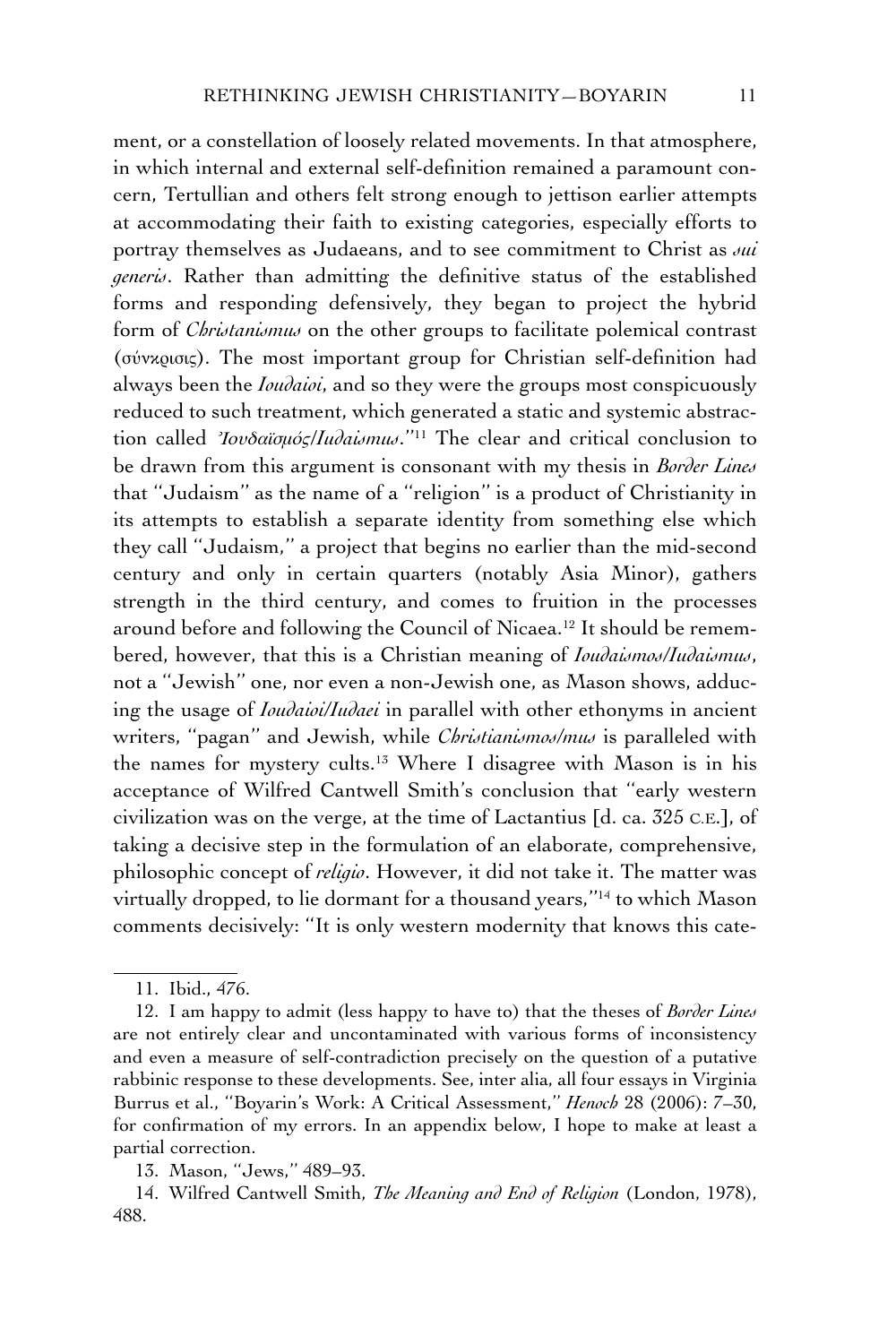ment, or a constellation of loosely related movements. In that atmosphere, in which internal and external self-definition remained a paramount concern, Tertullian and others felt strong enough to jettison earlier attempts at accommodating their faith to existing categories, especially efforts to portray themselves as Judaeans, and to see commitment to Christ as *sui generis*. Rather than admitting the definitive status of the established forms and responding defensively, they began to project the hybrid form of *Christanismus* on the other groups to facilitate polemical contrast (σύνκρισις). The most important group for Christian self-definition had always been the *Ioudaioi*, and so they were the groups most conspicuously reduced to such treatment, which generated a static and systemic abstraction called *Ἰουδαϊσμός/Iudaismus*."[11] The clear and critical conclusion to be drawn from this argument is consonant with my thesis in *Border Lines* that "Judaism" as the name of a "religion" is a product of Christianity in its attempts to establish a separate identity from something else which they call "Judaism," a project that begins no earlier than the mid-second century and only in certain quarters (notably Asia Minor), gathers strength in the third century, and comes to fruition in the processes around before and following the Council of Nicaea.[12] It should be remembered, however, that this is a Christian meaning of *Ioudaismos/Iudaismus*, not a "Jewish" one, nor even a non-Jewish one, as Mason shows, adducing the usage of *Ioudaioi/Iudaei* in parallel with other ethonyms in ancient writers, "pagan" and Jewish, while *Christianismos/mus* is paralleled with the names for mystery cults.[13] Where I disagree with Mason is in his acceptance of Wilfred Cantwell Smith's conclusion that "early western civilization was on the verge, at the time of Lactantius [d. ca. 325 C.E.], of taking a decisive step in the formulation of an elaborate, comprehensive, philosophic concept of *religio*. However, it did not take it. The matter was virtually dropped, to lie dormant for a thousand years,"[14] to which Mason comments decisively: "It is only western modernity that knows this cate-

---

11. Ibid., 476.

12. I am happy to admit (less happy to have to) that the theses of *Border Lines* are not entirely clear and uncontaminated with various forms of inconsistency and even a measure of self-contradiction precisely on the question of a putative rabbinic response to these developments. See, inter alia, all four essays in Virginia Burrus et al., "Boyarin's Work: A Critical Assessment," *Henoch* 28 (2006): 7–30, for confirmation of my errors. In an appendix below, I hope to make at least a partial correction.

13. Mason, "Jews," 489–93.

14. Wilfred Cantwell Smith, *The Meaning and End of Religion* (London, 1978), 488.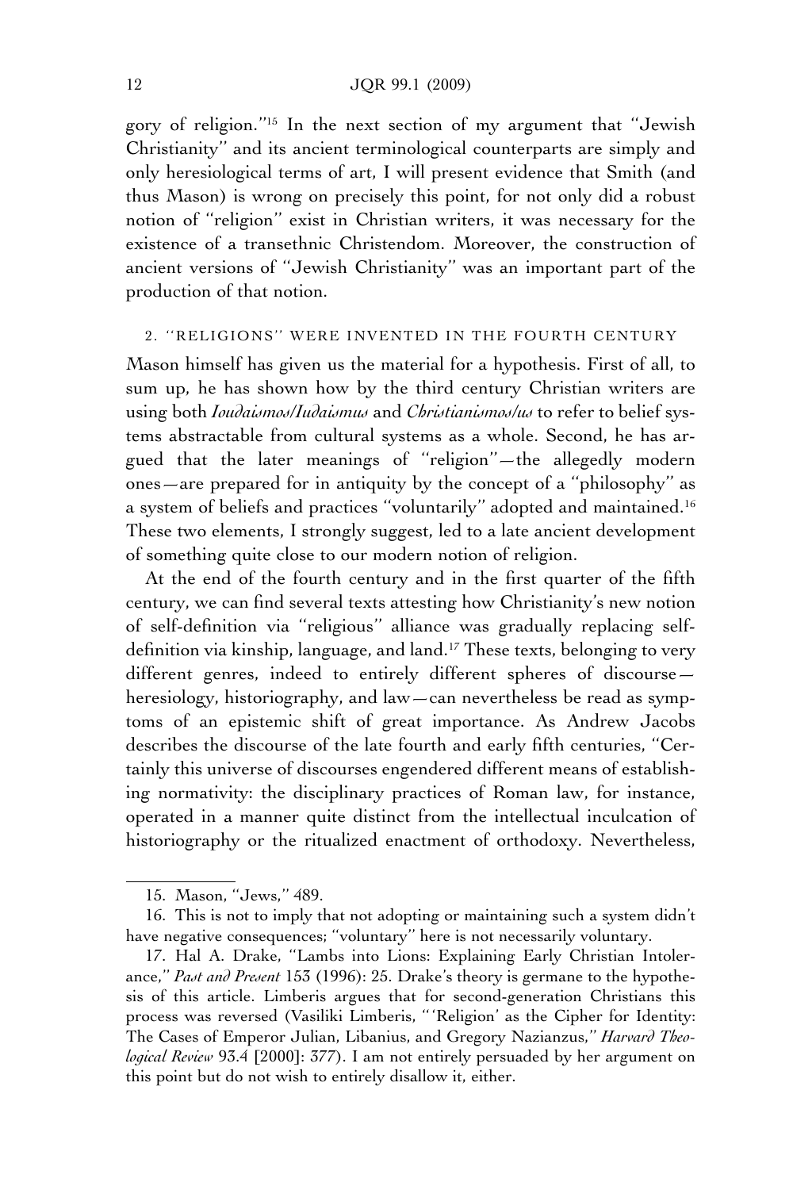gory of religion."[15] In the next section of my argument that "Jewish Christianity" and its ancient terminological counterparts are simply and only heresiological terms of art, I will present evidence that Smith (and thus Mason) is wrong on precisely this point, for not only did a robust notion of "religion" exist in Christian writers, it was necessary for the existence of a transethnic Christendom. Moreover, the construction of ancient versions of "Jewish Christianity" was an important part of the production of that notion.

## 2. "RELIGIONS" WERE INVENTED IN THE FOURTH CENTURY

Mason himself has given us the material for a hypothesis. First of all, to sum up, he has shown how by the third century Christian writers are using both *Ioudaismos/Iudaismus* and *Christianismos/us* to refer to belief systems abstractable from cultural systems as a whole. Second, he has argued that the later meanings of "religion"—the allegedly modern ones—are prepared for in antiquity by the concept of a "philosophy" as a system of beliefs and practices "voluntarily" adopted and maintained.[16] These two elements, I strongly suggest, led to a late ancient development of something quite close to our modern notion of religion.

At the end of the fourth century and in the first quarter of the fifth century, we can find several texts attesting how Christianity's new notion of self-definition via "religious" alliance was gradually replacing self-definition via kinship, language, and land.[17] These texts, belonging to very different genres, indeed to entirely different spheres of discourse—heresiology, historiography, and law—can nevertheless be read as symptoms of an epistemic shift of great importance. As Andrew Jacobs describes the discourse of the late fourth and early fifth centuries, "Certainly this universe of discourses engendered different means of establishing normativity: the disciplinary practices of Roman law, for instance, operated in a manner quite distinct from the intellectual inculcation of historiography or the ritualized enactment of orthodoxy. Nevertheless,

---

15. Mason, "Jews," 489.

16. This is not to imply that not adopting or maintaining such a system didn't have negative consequences; "voluntary" here is not necessarily voluntary.

17. Hal A. Drake, "Lambs into Lions: Explaining Early Christian Intolerance," *Past and Present* 153 (1996): 25. Drake's theory is germane to the hypothesis of this article. Limberis argues that for second-generation Christians this process was reversed (Vasiliki Limberis, "'Religion' as the Cipher for Identity: The Cases of Emperor Julian, Libanius, and Gregory Nazianzus," *Harvard Theological Review* 93.4 [2000]: 377). I am not entirely persuaded by her argument on this point but do not wish to entirely disallow it, either.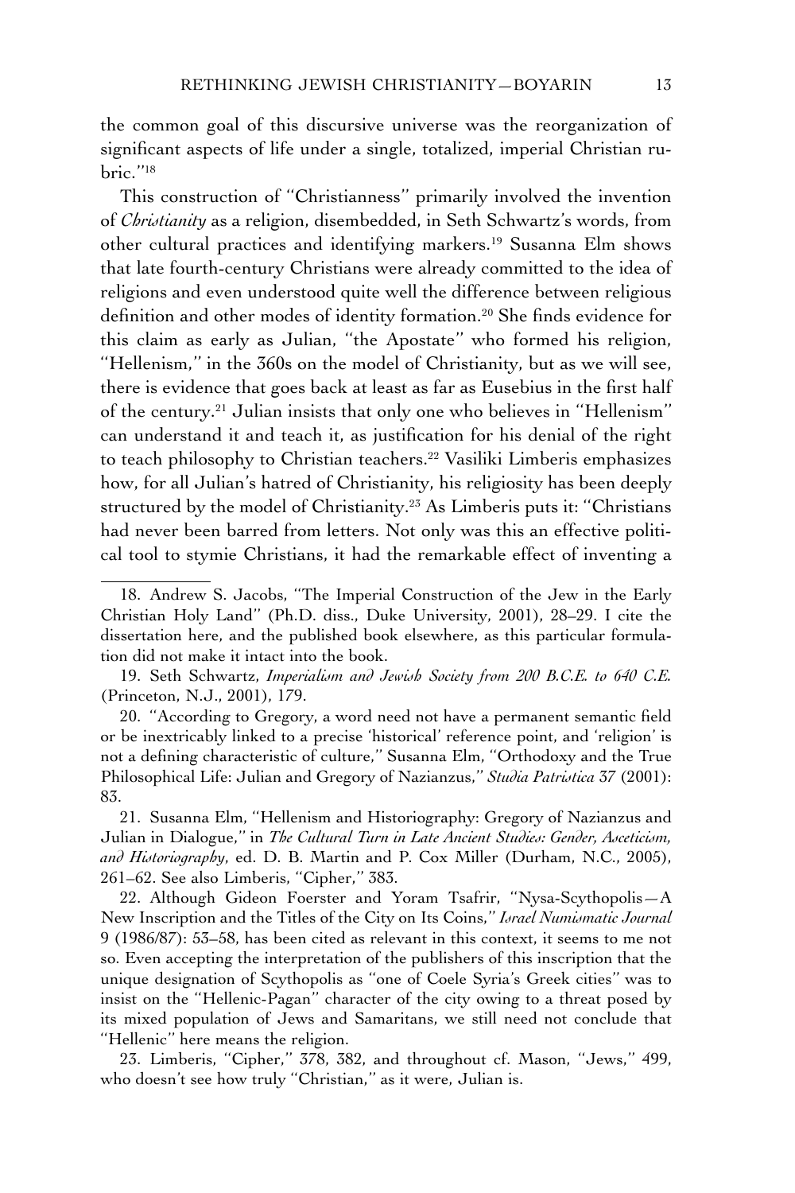the common goal of this discursive universe was the reorganization of significant aspects of life under a single, totalized, imperial Christian rubric."[18]

This construction of "Christianness" primarily involved the invention of *Christianity* as a religion, disembedded, in Seth Schwartz's words, from other cultural practices and identifying markers.[19] Susanna Elm shows that late fourth-century Christians were already committed to the idea of religions and even understood quite well the difference between religious definition and other modes of identity formation.[20] She finds evidence for this claim as early as Julian, "the Apostate" who formed his religion, "Hellenism," in the 360s on the model of Christianity, but as we will see, there is evidence that goes back at least as far as Eusebius in the first half of the century.[21] Julian insists that only one who believes in "Hellenism" can understand it and teach it, as justification for his denial of the right to teach philosophy to Christian teachers.[22] Vasiliki Limberis emphasizes how, for all Julian's hatred of Christianity, his religiosity has been deeply structured by the model of Christianity.[23] As Limberis puts it: "Christians had never been barred from letters. Not only was this an effective political tool to stymie Christians, it had the remarkable effect of inventing a

---

18. Andrew S. Jacobs, "The Imperial Construction of the Jew in the Early Christian Holy Land" (Ph.D. diss., Duke University, 2001), 28–29. I cite the dissertation here, and the published book elsewhere, as this particular formulation did not make it intact into the book.

19. Seth Schwartz, *Imperialism and Jewish Society from 200 B.C.E. to 640 C.E.* (Princeton, N.J., 2001), 179.

20. "According to Gregory, a word need not have a permanent semantic field or be inextricably linked to a precise 'historical' reference point, and 'religion' is not a defining characteristic of culture," Susanna Elm, "Orthodoxy and the True Philosophical Life: Julian and Gregory of Nazianzus," *Studia Patristica* 37 (2001): 83.

21. Susanna Elm, "Hellenism and Historiography: Gregory of Nazianzus and Julian in Dialogue," in *The Cultural Turn in Late Ancient Studies: Gender, Asceticism, and Historiography*, ed. D. B. Martin and P. Cox Miller (Durham, N.C., 2005), 261–62. See also Limberis, "Cipher," 383.

22. Although Gideon Foerster and Yoram Tsafrir, "Nysa-Scythopolis—A New Inscription and the Titles of the City on Its Coins," *Israel Numismatic Journal* 9 (1986/87): 53–58, has been cited as relevant in this context, it seems to me not so. Even accepting the interpretation of the publishers of this inscription that the unique designation of Scythopolis as "one of Coele Syria's Greek cities" was to insist on the "Hellenic-Pagan" character of the city owing to a threat posed by its mixed population of Jews and Samaritans, we still need not conclude that "Hellenic" here means the religion.

23. Limberis, "Cipher," 378, 382, and throughout cf. Mason, "Jews," 499, who doesn't see how truly "Christian," as it were, Julian is.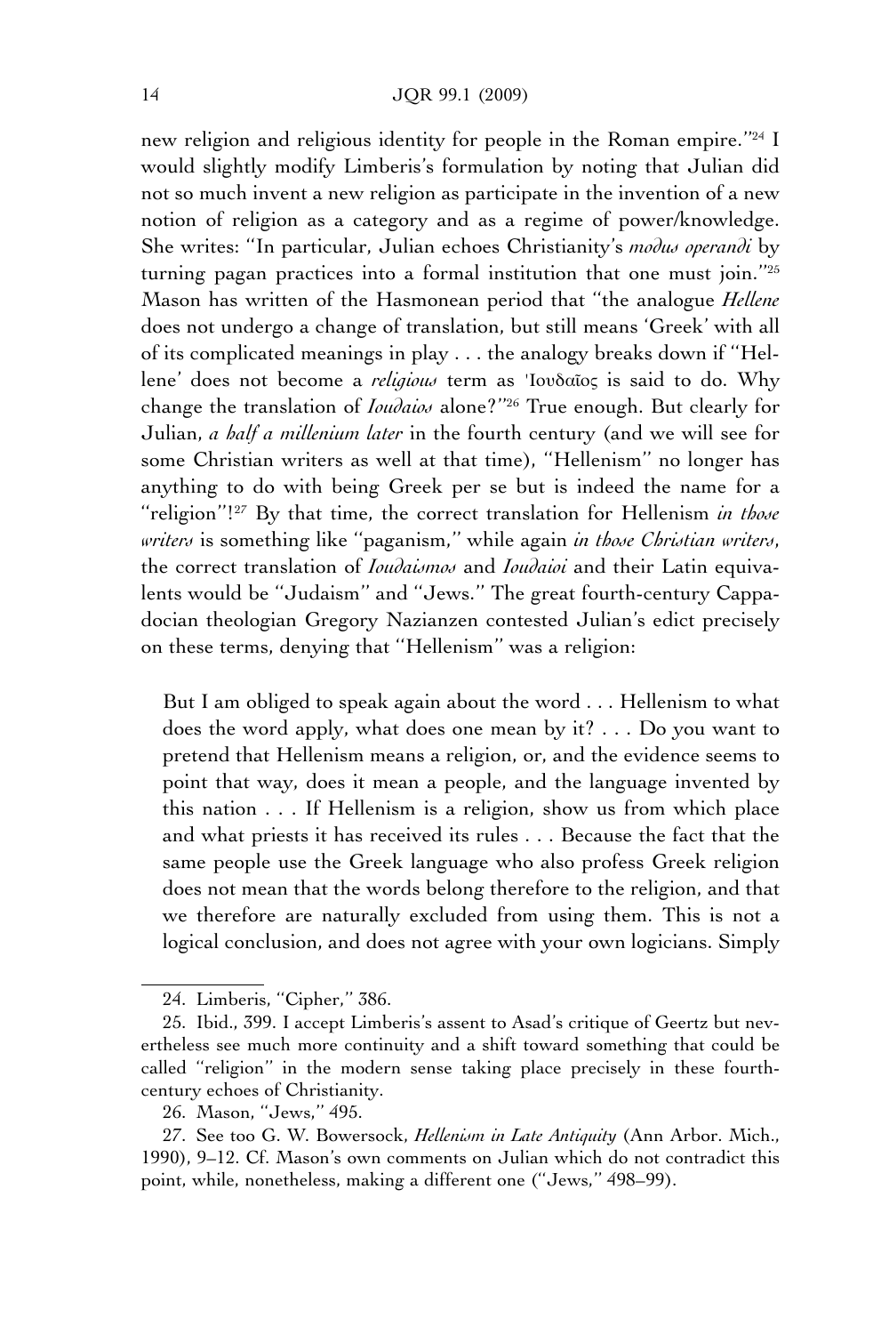new religion and religious identity for people in the Roman empire."[24] I would slightly modify Limberis's formulation by noting that Julian did not so much invent a new religion as participate in the invention of a new notion of religion as a category and as a regime of power/knowledge. She writes: "In particular, Julian echoes Christianity's *modus operandi* by turning pagan practices into a formal institution that one must join."[25] Mason has written of the Hasmonean period that "the analogue *Hellene* does not undergo a change of translation, but still means 'Greek' with all of its complicated meanings in play . . . the analogy breaks down if "Hellene' does not become a *religious* term as Ἰουδαῖος is said to do. Why change the translation of *Ioudaios* alone?"[26] True enough. But clearly for Julian, *a half a millenium later* in the fourth century (and we will see for some Christian writers as well at that time), "Hellenism" no longer has anything to do with being Greek per se but is indeed the name for a "religion"![27] By that time, the correct translation for Hellenism *in those writers* is something like "paganism," while again *in those Christian writers*, the correct translation of *Ioudaismos* and *Ioudaioi* and their Latin equivalents would be "Judaism" and "Jews." The great fourth-century Cappadocian theologian Gregory Nazianzen contested Julian's edict precisely on these terms, denying that "Hellenism" was a religion:

> But I am obliged to speak again about the word . . . Hellenism to what does the word apply, what does one mean by it? . . . Do you want to pretend that Hellenism means a religion, or, and the evidence seems to point that way, does it mean a people, and the language invented by this nation . . . If Hellenism is a religion, show us from which place and what priests it has received its rules . . . Because the fact that the same people use the Greek language who also profess Greek religion does not mean that the words belong therefore to the religion, and that we therefore are naturally excluded from using them. This is not a logical conclusion, and does not agree with your own logicians. Simply

24. Limberis, "Cipher," 386.

25. Ibid., 399. I accept Limberis's assent to Asad's critique of Geertz but nevertheless see much more continuity and a shift toward something that could be called "religion" in the modern sense taking place precisely in these fourth-century echoes of Christianity.

26. Mason, "Jews," 495.

27. See too G. W. Bowersock, *Hellenism in Late Antiquity* (Ann Arbor. Mich., 1990), 9–12. Cf. Mason's own comments on Julian which do not contradict this point, while, nonetheless, making a different one ("Jews," 498–99).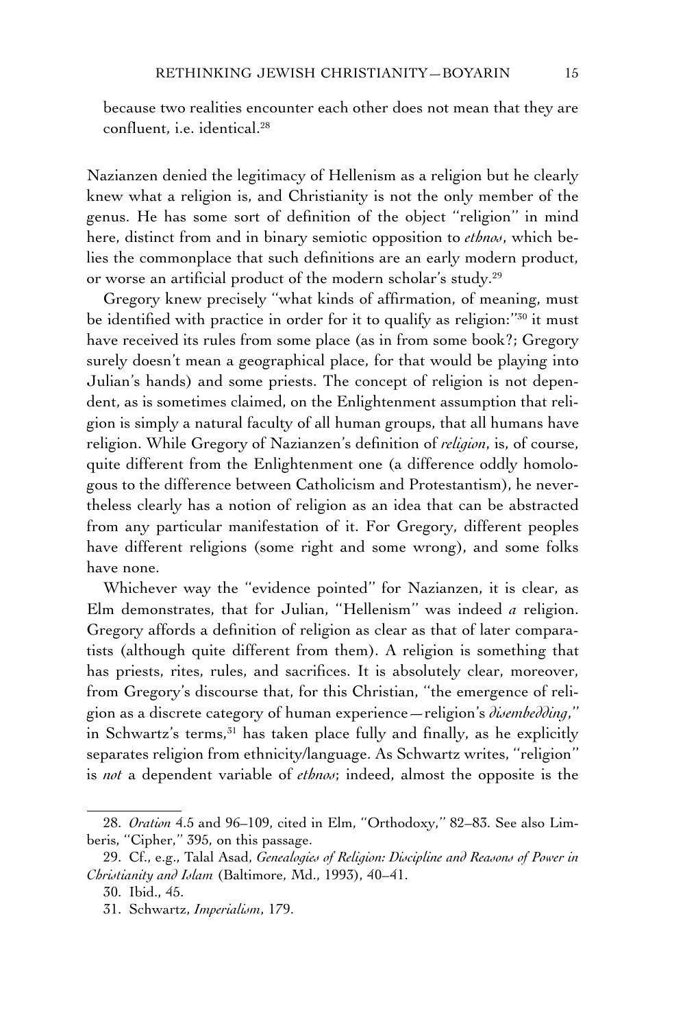because two realities encounter each other does not mean that they are confluent, i.e. identical.[28]

Nazianzen denied the legitimacy of Hellenism as a religion but he clearly knew what a religion is, and Christianity is not the only member of the genus. He has some sort of definition of the object "religion" in mind here, distinct from and in binary semiotic opposition to *ethnos*, which belies the commonplace that such definitions are an early modern product, or worse an artificial product of the modern scholar's study.[29]

Gregory knew precisely "what kinds of affirmation, of meaning, must be identified with practice in order for it to qualify as religion:"[30] it must have received its rules from some place (as in from some book?; Gregory surely doesn't mean a geographical place, for that would be playing into Julian's hands) and some priests. The concept of religion is not dependent, as is sometimes claimed, on the Enlightenment assumption that religion is simply a natural faculty of all human groups, that all humans have religion. While Gregory of Nazianzen's definition of *religion*, is, of course, quite different from the Enlightenment one (a difference oddly homologous to the difference between Catholicism and Protestantism), he nevertheless clearly has a notion of religion as an idea that can be abstracted from any particular manifestation of it. For Gregory, different peoples have different religions (some right and some wrong), and some folks have none.

Whichever way the "evidence pointed" for Nazianzen, it is clear, as Elm demonstrates, that for Julian, "Hellenism" was indeed *a* religion. Gregory affords a definition of religion as clear as that of later comparatists (although quite different from them). A religion is something that has priests, rites, rules, and sacrifices. It is absolutely clear, moreover, from Gregory's discourse that, for this Christian, "the emergence of religion as a discrete category of human experience—religion's *disembedding*," in Schwartz's terms,[31] has taken place fully and finally, as he explicitly separates religion from ethnicity/language. As Schwartz writes, "religion" is *not* a dependent variable of *ethnos*; indeed, almost the opposite is the

28. *Oration* 4.5 and 96–109, cited in Elm, "Orthodoxy," 82–83. See also Limberis, "Cipher," 395, on this passage.

29. Cf., e.g., Talal Asad, *Genealogies of Religion: Discipline and Reasons of Power in Christianity and Islam* (Baltimore, Md., 1993), 40–41.

30. Ibid., 45.

31. Schwartz, *Imperialism*, 179.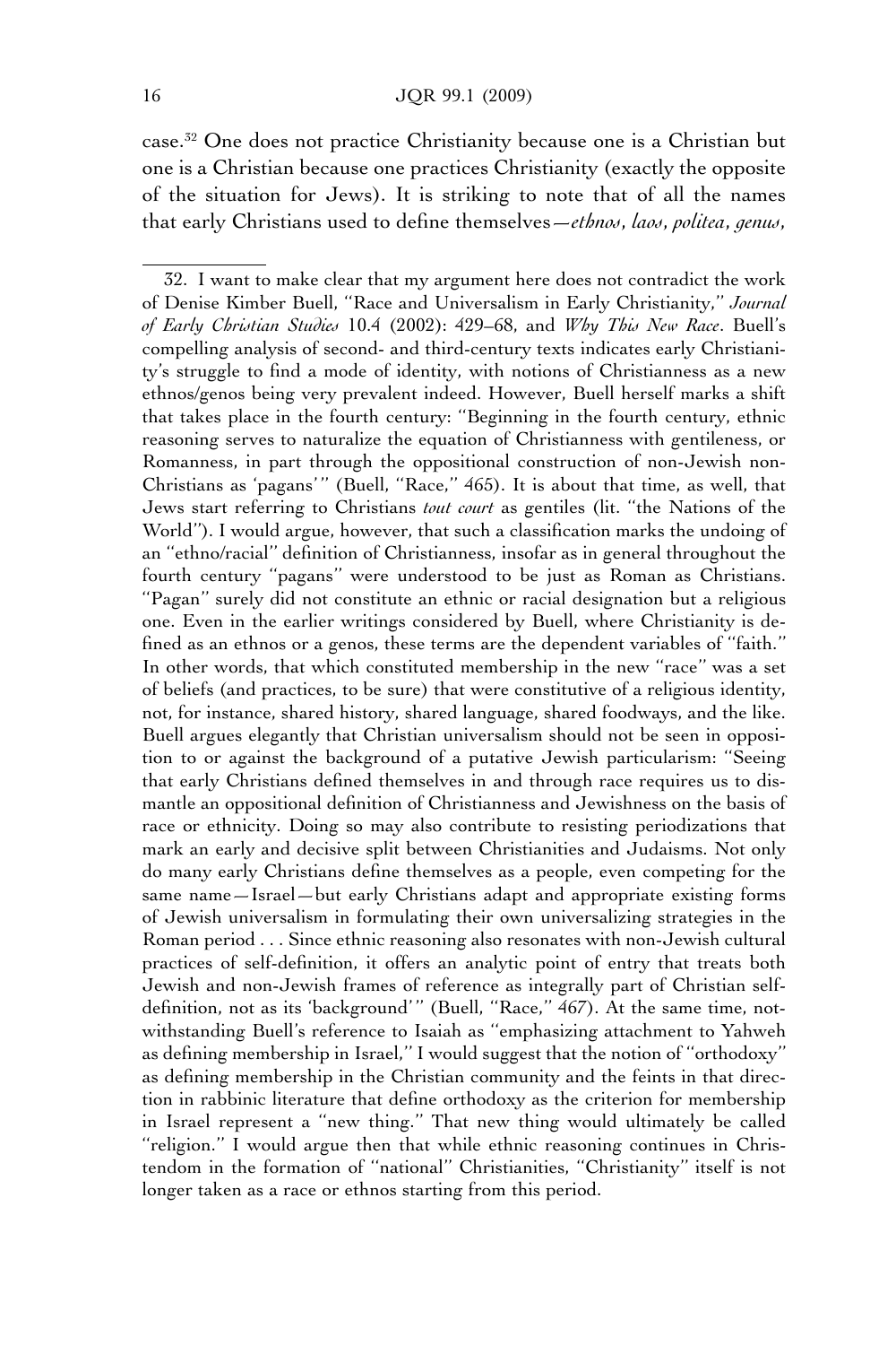case.[32] One does not practice Christianity because one is a Christian but one is a Christian because one practices Christianity (exactly the opposite of the situation for Jews). It is striking to note that of all the names that early Christians used to define themselves—*ethnos*, *laos*, *politea*, *genus*,

---

32. I want to make clear that my argument here does not contradict the work of Denise Kimber Buell, "Race and Universalism in Early Christianity," *Journal of Early Christian Studies* 10.4 (2002): 429–68, and *Why This New Race*. Buell's compelling analysis of second- and third-century texts indicates early Christianity's struggle to find a mode of identity, with notions of Christianness as a new ethnos/genos being very prevalent indeed. However, Buell herself marks a shift that takes place in the fourth century: "Beginning in the fourth century, ethnic reasoning serves to naturalize the equation of Christianness with gentileness, or Romanness, in part through the oppositional construction of non-Jewish non-Christians as 'pagans'" (Buell, "Race," 465). It is about that time, as well, that Jews start referring to Christians *tout court* as gentiles (lit. "the Nations of the World"). I would argue, however, that such a classification marks the undoing of an "ethno/racial" definition of Christianness, insofar as in general throughout the fourth century "pagans" were understood to be just as Roman as Christians. "Pagan" surely did not constitute an ethnic or racial designation but a religious one. Even in the earlier writings considered by Buell, where Christianity is defined as an ethnos or a genos, these terms are the dependent variables of "faith." In other words, that which constituted membership in the new "race" was a set of beliefs (and practices, to be sure) that were constitutive of a religious identity, not, for instance, shared history, shared language, shared foodways, and the like. Buell argues elegantly that Christian universalism should not be seen in opposition to or against the background of a putative Jewish particularism: "Seeing that early Christians defined themselves in and through race requires us to dismantle an oppositional definition of Christianness and Jewishness on the basis of race or ethnicity. Doing so may also contribute to resisting periodizations that mark an early and decisive split between Christianities and Judaisms. Not only do many early Christians define themselves as a people, even competing for the same name—Israel—but early Christians adapt and appropriate existing forms of Jewish universalism in formulating their own universalizing strategies in the Roman period . . . Since ethnic reasoning also resonates with non-Jewish cultural practices of self-definition, it offers an analytic point of entry that treats both Jewish and non-Jewish frames of reference as integrally part of Christian self-definition, not as its 'background'" (Buell, "Race," 467). At the same time, notwithstanding Buell's reference to Isaiah as "emphasizing attachment to Yahweh as defining membership in Israel," I would suggest that the notion of "orthodoxy" as defining membership in the Christian community and the feints in that direction in rabbinic literature that define orthodoxy as the criterion for membership in Israel represent a "new thing." That new thing would ultimately be called "religion." I would argue then that while ethnic reasoning continues in Christendom in the formation of "national" Christianities, "Christianity" itself is not longer taken as a race or ethnos starting from this period.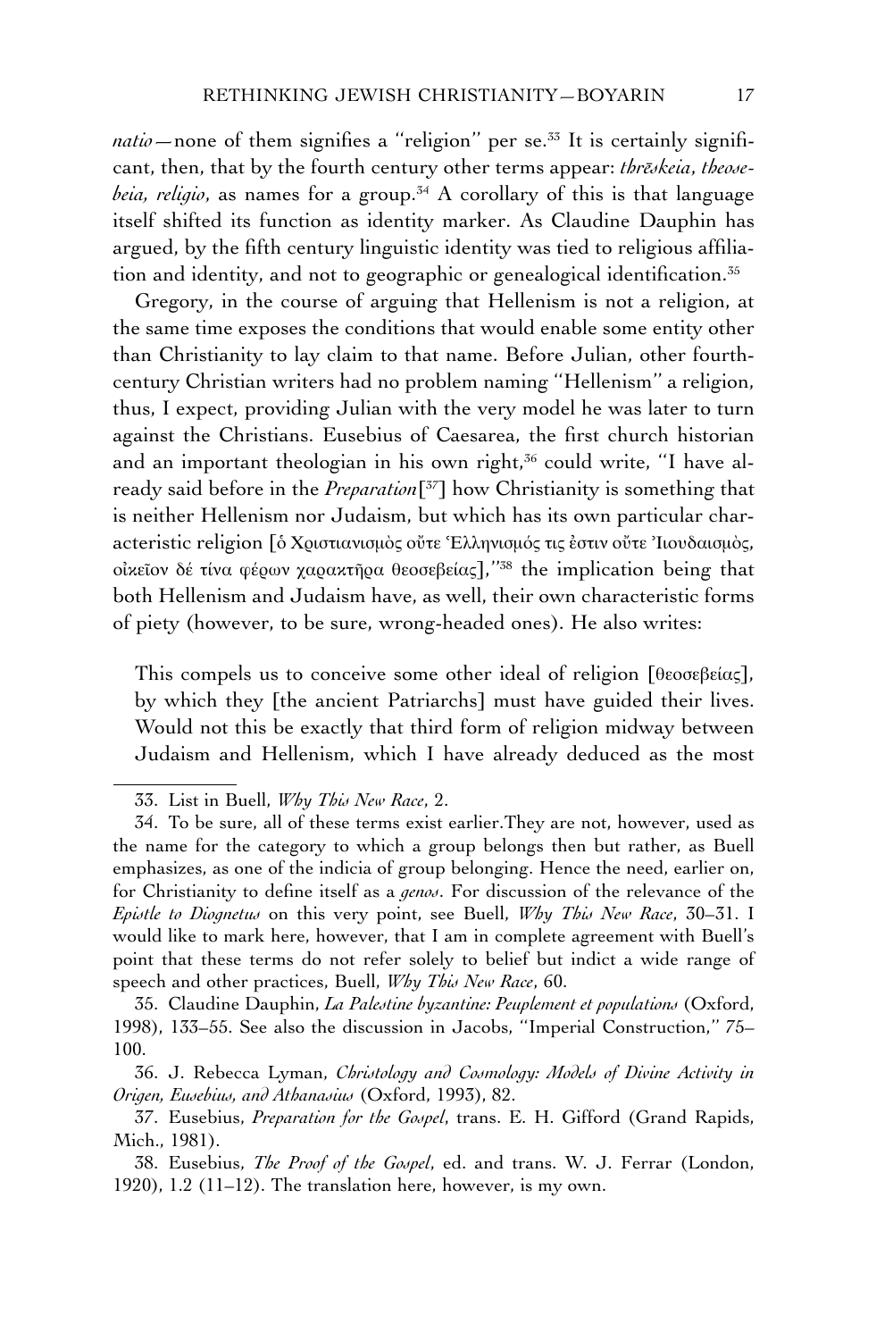*natio*—none of them signifies a "religion" per se.[33] It is certainly significant, then, that by the fourth century other terms appear: *thrēskeia*, *theosebeia*, *religio*, as names for a group.[34] A corollary of this is that language itself shifted its function as identity marker. As Claudine Dauphin has argued, by the fifth century linguistic identity was tied to religious affiliation and identity, and not to geographic or genealogical identification.[35]

Gregory, in the course of arguing that Hellenism is not a religion, at the same time exposes the conditions that would enable some entity other than Christianity to lay claim to that name. Before Julian, other fourth-century Christian writers had no problem naming "Hellenism" a religion, thus, I expect, providing Julian with the very model he was later to turn against the Christians. Eusebius of Caesarea, the first church historian and an important theologian in his own right,[36] could write, "I have already said before in the *Preparation*[[37]] how Christianity is something that is neither Hellenism nor Judaism, but which has its own particular characteristic religion [ὁ Χριστιανισμὸς οὔτε Ἑλληνισμός τις ἐστιν οὔτε Ἰουδαισμὸς, οἰκεῖον δέ τίνα φέρων χαρακτῆρα θεοσεβείας],"[38] the implication being that both Hellenism and Judaism have, as well, their own characteristic forms of piety (however, to be sure, wrong-headed ones). He also writes:

> This compels us to conceive some other ideal of religion [θεοσεβείας], by which they [the ancient Patriarchs] must have guided their lives. Would not this be exactly that third form of religion midway between Judaism and Hellenism, which I have already deduced as the most

33. List in Buell, *Why This New Race*, 2.

34. To be sure, all of these terms exist earlier. They are not, however, used as the name for the category to which a group belongs then but rather, as Buell emphasizes, as one of the indicia of group belonging. Hence the need, earlier on, for Christianity to define itself as a *genos*. For discussion of the relevance of the *Epistle to Diognetus* on this very point, see Buell, *Why This New Race*, 30–31. I would like to mark here, however, that I am in complete agreement with Buell's point that these terms do not refer solely to belief but indict a wide range of speech and other practices, Buell, *Why This New Race*, 60.

35. Claudine Dauphin, *La Palestine byzantine: Peuplement et populations* (Oxford, 1998), 133–55. See also the discussion in Jacobs, "Imperial Construction," 75–100.

36. J. Rebecca Lyman, *Christology and Cosmology: Models of Divine Activity in Origen, Eusebius, and Athanasius* (Oxford, 1993), 82.

37. Eusebius, *Preparation for the Gospel*, trans. E. H. Gifford (Grand Rapids, Mich., 1981).

38. Eusebius, *The Proof of the Gospel*, ed. and trans. W. J. Ferrar (London, 1920), 1.2 (11–12). The translation here, however, is my own.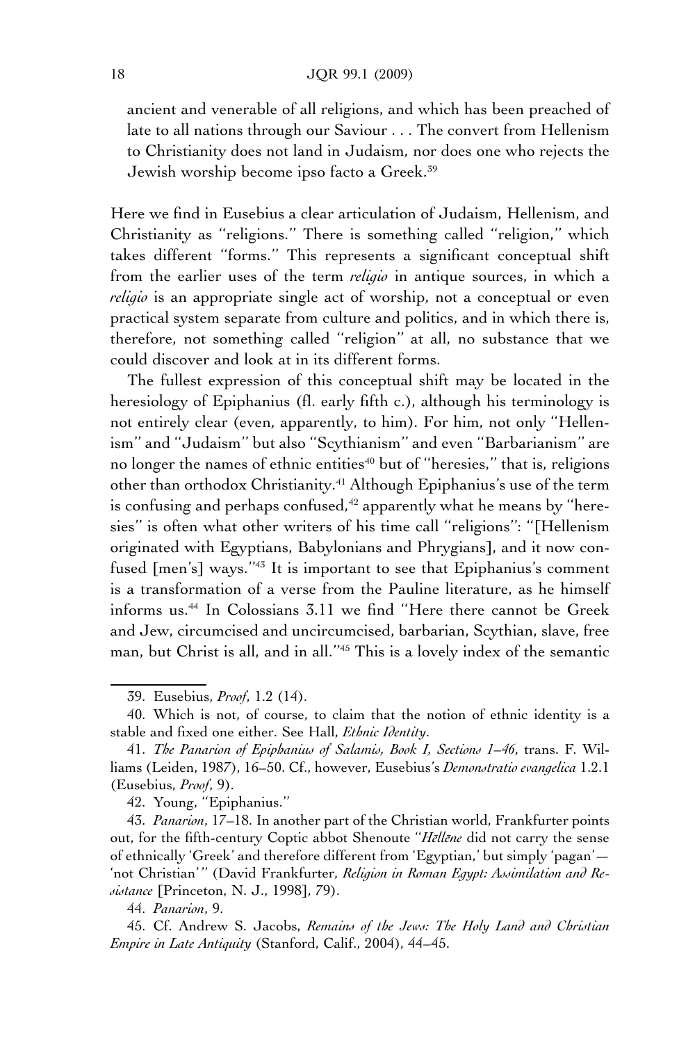ancient and venerable of all religions, and which has been preached of late to all nations through our Saviour . . . The convert from Hellenism to Christianity does not land in Judaism, nor does one who rejects the Jewish worship become ipso facto a Greek.[39]

Here we find in Eusebius a clear articulation of Judaism, Hellenism, and Christianity as ''religions.'' There is something called ''religion,'' which takes different ''forms.'' This represents a significant conceptual shift from the earlier uses of the term *religio* in antique sources, in which a *religio* is an appropriate single act of worship, not a conceptual or even practical system separate from culture and politics, and in which there is, therefore, not something called ''religion'' at all, no substance that we could discover and look at in its different forms.

The fullest expression of this conceptual shift may be located in the heresiology of Epiphanius (fl. early fifth c.), although his terminology is not entirely clear (even, apparently, to him). For him, not only ''Hellenism'' and ''Judaism'' but also ''Scythianism'' and even ''Barbarianism'' are no longer the names of ethnic entities[40] but of ''heresies,'' that is, religions other than orthodox Christianity.[41] Although Epiphanius's use of the term is confusing and perhaps confused,[42] apparently what he means by ''heresies'' is often what other writers of his time call ''religions'': ''[Hellenism originated with Egyptians, Babylonians and Phrygians], and it now confused [men's] ways.''[43] It is important to see that Epiphanius's comment is a transformation of a verse from the Pauline literature, as he himself informs us.[44] In Colossians 3.11 we find ''Here there cannot be Greek and Jew, circumcised and uncircumcised, barbarian, Scythian, slave, free man, but Christ is all, and in all.''[45] This is a lovely index of the semantic

---

39. Eusebius, *Proof*, 1.2 (14).

40. Which is not, of course, to claim that the notion of ethnic identity is a stable and fixed one either. See Hall, *Ethnic Identity*.

41. *The Panarion of Epiphanius of Salamis, Book I, Sections 1–46*, trans. F. Williams (Leiden, 1987), 16–50. Cf., however, Eusebius's *Demonstratio evangelica* 1.2.1 (Eusebius, *Proof*, 9).

42. Young, ''Epiphanius.''

43. *Panarion*, 17–18. In another part of the Christian world, Frankfurter points out, for the fifth-century Coptic abbot Shenoute ''*Hēllēne* did not carry the sense of ethnically 'Greek' and therefore different from 'Egyptian,' but simply 'pagan'—'not Christian' '' (David Frankfurter, *Religion in Roman Egypt: Assimilation and Resistance* [Princeton, N. J., 1998], 79).

44. *Panarion*, 9.

45. Cf. Andrew S. Jacobs, *Remains of the Jews: The Holy Land and Christian Empire in Late Antiquity* (Stanford, Calif., 2004), 44–45.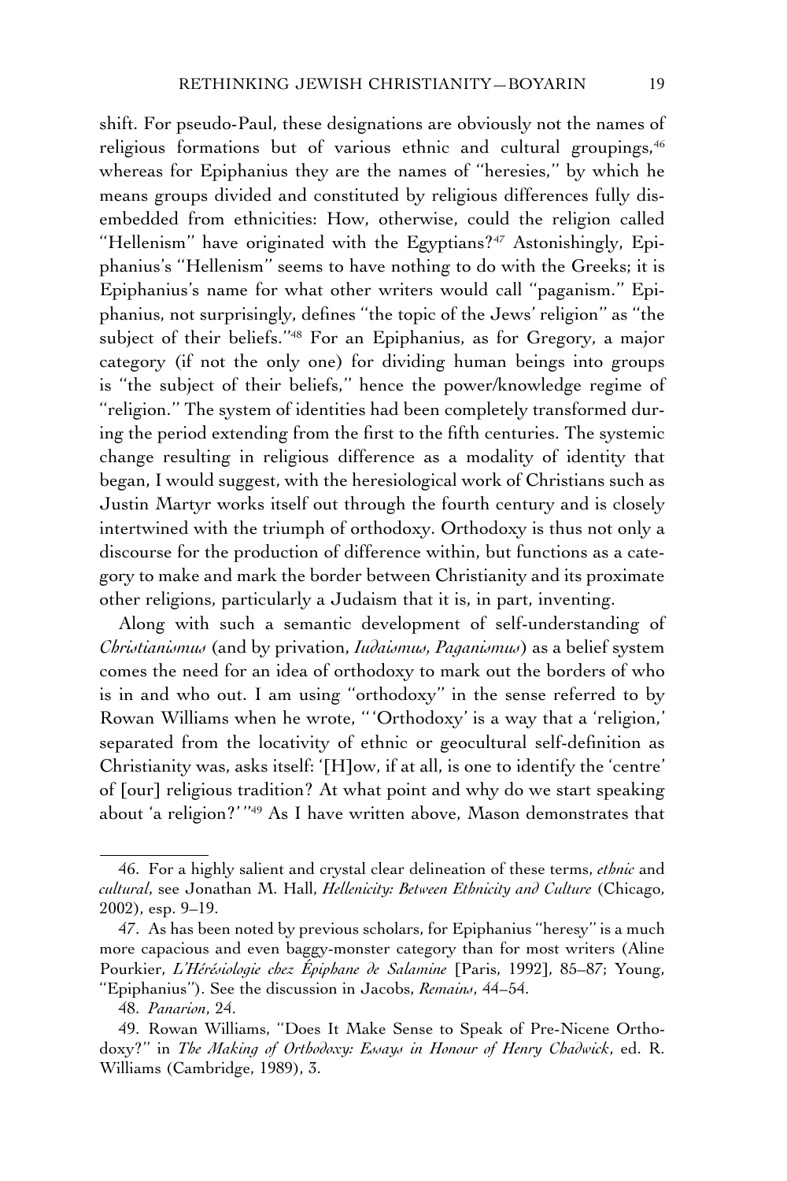shift. For pseudo-Paul, these designations are obviously not the names of religious formations but of various ethnic and cultural groupings,[46] whereas for Epiphanius they are the names of "heresies," by which he means groups divided and constituted by religious differences fully disembedded from ethnicities: How, otherwise, could the religion called "Hellenism" have originated with the Egyptians?[47] Astonishingly, Epiphanius's "Hellenism" seems to have nothing to do with the Greeks; it is Epiphanius's name for what other writers would call "paganism." Epiphanius, not surprisingly, defines "the topic of the Jews' religion" as "the subject of their beliefs."[48] For an Epiphanius, as for Gregory, a major category (if not the only one) for dividing human beings into groups is "the subject of their beliefs," hence the power/knowledge regime of "religion." The system of identities had been completely transformed during the period extending from the first to the fifth centuries. The systemic change resulting in religious difference as a modality of identity that began, I would suggest, with the heresiological work of Christians such as Justin Martyr works itself out through the fourth century and is closely intertwined with the triumph of orthodoxy. Orthodoxy is thus not only a discourse for the production of difference within, but functions as a category to make and mark the border between Christianity and its proximate other religions, particularly a Judaism that it is, in part, inventing.

Along with such a semantic development of self-understanding of *Christianismus* (and by privation, *Iudaismus, Paganismus*) as a belief system comes the need for an idea of orthodoxy to mark out the borders of who is in and who out. I am using "orthodoxy" in the sense referred to by Rowan Williams when he wrote, "'Orthodoxy' is a way that a 'religion,' separated from the locativity of ethnic or geocultural self-definition as Christianity was, asks itself: '[H]ow, if at all, is one to identify the 'centre' of [our] religious tradition? At what point and why do we start speaking about 'a religion?'"[49] As I have written above, Mason demonstrates that

---

46. For a highly salient and crystal clear delineation of these terms, *ethnic* and *cultural*, see Jonathan M. Hall, *Hellenicity: Between Ethnicity and Culture* (Chicago, 2002), esp. 9–19.

47. As has been noted by previous scholars, for Epiphanius "heresy" is a much more capacious and even baggy-monster category than for most writers (Aline Pourkier, *L'Hérésiologie chez Épiphane de Salamine* [Paris, 1992], 85–87; Young, "Epiphanius"). See the discussion in Jacobs, *Remains*, 44–54.

48. *Panarion*, 24.

49. Rowan Williams, "Does It Make Sense to Speak of Pre-Nicene Orthodoxy?" in *The Making of Orthodoxy: Essays in Honour of Henry Chadwick*, ed. R. Williams (Cambridge, 1989), 3.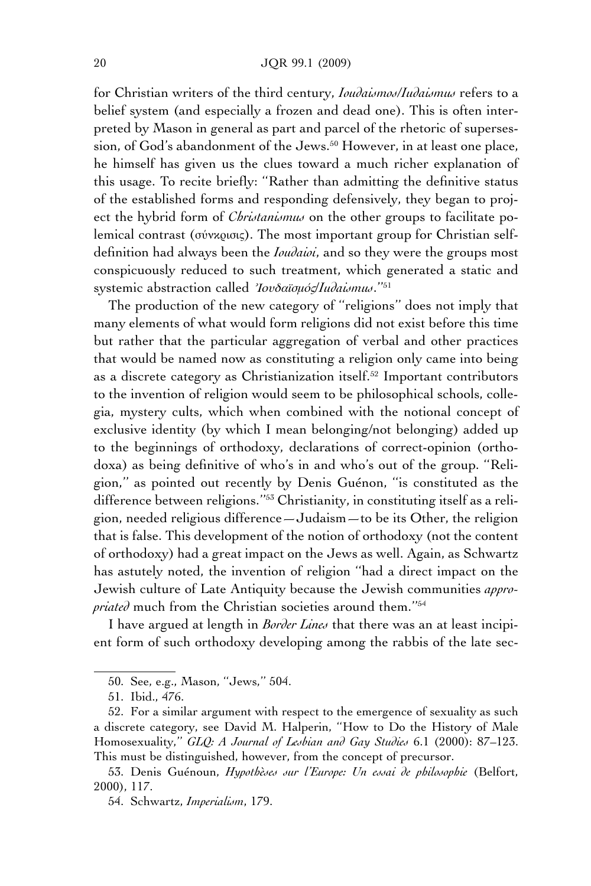for Christian writers of the third century, *Ioudaismos/Iudaismus* refers to a belief system (and especially a frozen and dead one). This is often interpreted by Mason in general as part and parcel of the rhetoric of supersession, of God's abandonment of the Jews.[50] However, in at least one place, he himself has given us the clues toward a much richer explanation of this usage. To recite briefly: ''Rather than admitting the definitive status of the established forms and responding defensively, they began to project the hybrid form of *Christanismus* on the other groups to facilitate polemical contrast (σύνκρισις). The most important group for Christian self-definition had always been the *Ioudaioi*, and so they were the groups most conspicuously reduced to such treatment, which generated a static and systemic abstraction called *Ἰουδαϊσμός/Iudaismus*.''[51]

The production of the new category of ''religions'' does not imply that many elements of what would form religions did not exist before this time but rather that the particular aggregation of verbal and other practices that would be named now as constituting a religion only came into being as a discrete category as Christianization itself.[52] Important contributors to the invention of religion would seem to be philosophical schools, collegia, mystery cults, which when combined with the notional concept of exclusive identity (by which I mean belonging/not belonging) added up to the beginnings of orthodoxy, declarations of correct-opinion (orthodoxa) as being definitive of who's in and who's out of the group. ''Religion,'' as pointed out recently by Denis Guénon, ''is constituted as the difference between religions.''[53] Christianity, in constituting itself as a religion, needed religious difference—Judaism—to be its Other, the religion that is false. This development of the notion of orthodoxy (not the content of orthodoxy) had a great impact on the Jews as well. Again, as Schwartz has astutely noted, the invention of religion ''had a direct impact on the Jewish culture of Late Antiquity because the Jewish communities *appropriated* much from the Christian societies around them.''[54]

I have argued at length in *Border Lines* that there was an at least incipient form of such orthodoxy developing among the rabbis of the late sec-

---

50. See, e.g., Mason, ''Jews,'' 504.

51. Ibid., 476.

52. For a similar argument with respect to the emergence of sexuality as such a discrete category, see David M. Halperin, ''How to Do the History of Male Homosexuality,'' *GLQ: A Journal of Lesbian and Gay Studies* 6.1 (2000): 87–123. This must be distinguished, however, from the concept of precursor.

53. Denis Guénoun, *Hypothèses sur l'Europe: Un essai de philosophie* (Belfort, 2000), 117.

54. Schwartz, *Imperialism*, 179.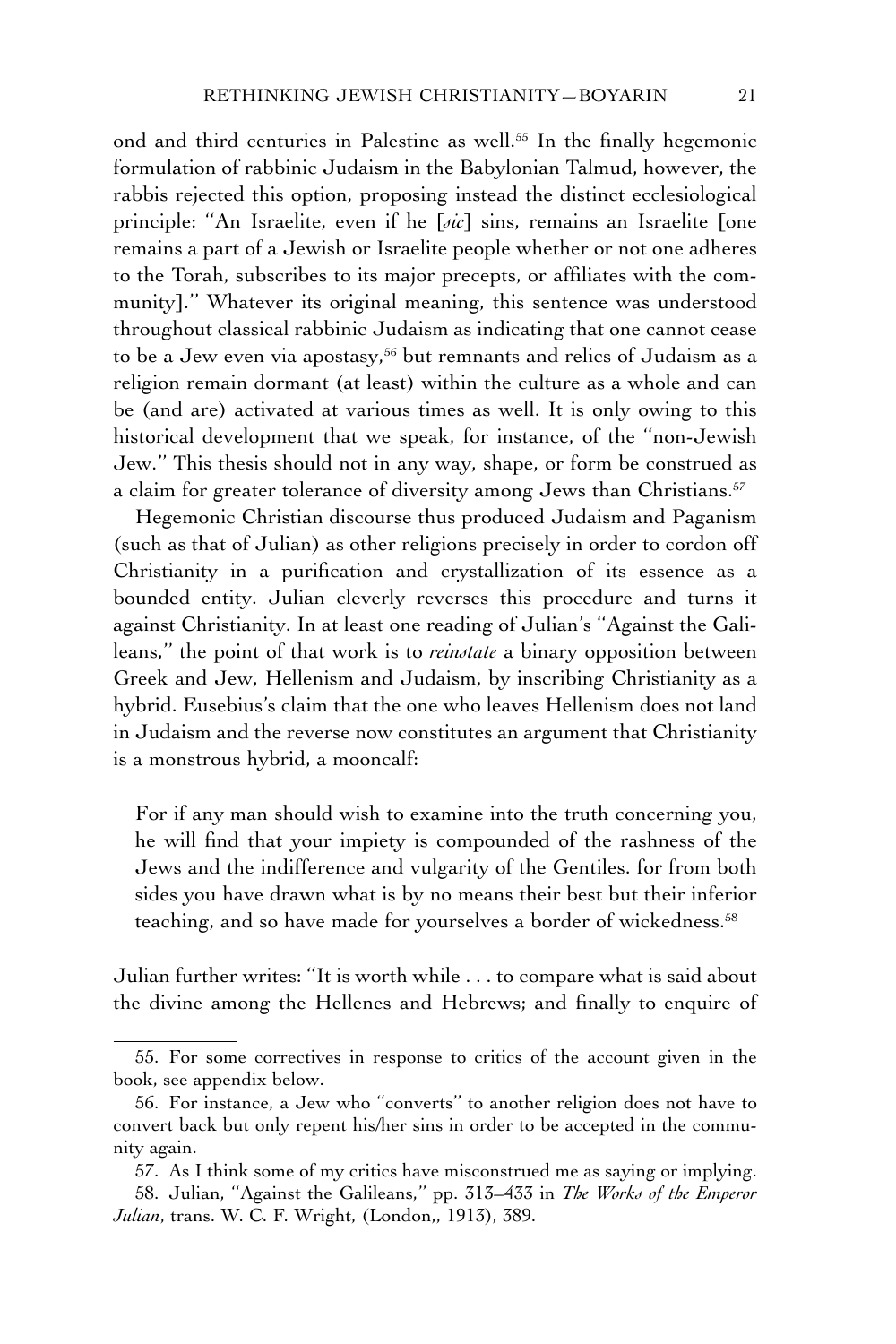ond and third centuries in Palestine as well.[55] In the finally hegemonic formulation of rabbinic Judaism in the Babylonian Talmud, however, the rabbis rejected this option, proposing instead the distinct ecclesiological principle: "An Israelite, even if he [*sic*] sins, remains an Israelite [one remains a part of a Jewish or Israelite people whether or not one adheres to the Torah, subscribes to its major precepts, or affiliates with the community]." Whatever its original meaning, this sentence was understood throughout classical rabbinic Judaism as indicating that one cannot cease to be a Jew even via apostasy,[56] but remnants and relics of Judaism as a religion remain dormant (at least) within the culture as a whole and can be (and are) activated at various times as well. It is only owing to this historical development that we speak, for instance, of the "non-Jewish Jew." This thesis should not in any way, shape, or form be construed as a claim for greater tolerance of diversity among Jews than Christians.[57]

Hegemonic Christian discourse thus produced Judaism and Paganism (such as that of Julian) as other religions precisely in order to cordon off Christianity in a purification and crystallization of its essence as a bounded entity. Julian cleverly reverses this procedure and turns it against Christianity. In at least one reading of Julian's "Against the Galileans," the point of that work is to *reinstate* a binary opposition between Greek and Jew, Hellenism and Judaism, by inscribing Christianity as a hybrid. Eusebius's claim that the one who leaves Hellenism does not land in Judaism and the reverse now constitutes an argument that Christianity is a monstrous hybrid, a mooncalf:

> For if any man should wish to examine into the truth concerning you, he will find that your impiety is compounded of the rashness of the Jews and the indifference and vulgarity of the Gentiles. for from both sides you have drawn what is by no means their best but their inferior teaching, and so have made for yourselves a border of wickedness.[58]

Julian further writes: "It is worth while . . . to compare what is said about the divine among the Hellenes and Hebrews; and finally to enquire of

---

55. For some correctives in response to critics of the account given in the book, see appendix below.

56. For instance, a Jew who "converts" to another religion does not have to convert back but only repent his/her sins in order to be accepted in the community again.

57. As I think some of my critics have misconstrued me as saying or implying.

58. Julian, "Against the Galileans," pp. 313–433 in *The Works of the Emperor Julian*, trans. W. C. F. Wright, (London,, 1913), 389.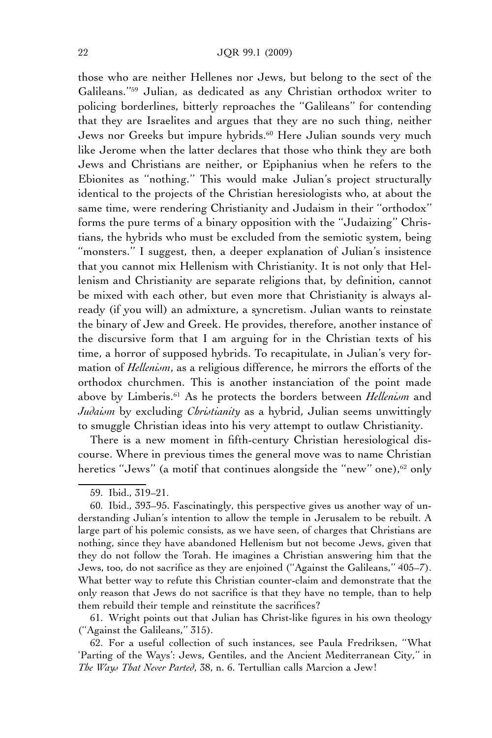those who are neither Hellenes nor Jews, but belong to the sect of the Galileans."[59] Julian, as dedicated as any Christian orthodox writer to policing borderlines, bitterly reproaches the "Galileans" for contending that they are Israelites and argues that they are no such thing, neither Jews nor Greeks but impure hybrids.[60] Here Julian sounds very much like Jerome when the latter declares that those who think they are both Jews and Christians are neither, or Epiphanius when he refers to the Ebionites as "nothing." This would make Julian's project structurally identical to the projects of the Christian heresiologists who, at about the same time, were rendering Christianity and Judaism in their "orthodox" forms the pure terms of a binary opposition with the "Judaizing" Christians, the hybrids who must be excluded from the semiotic system, being "monsters." I suggest, then, a deeper explanation of Julian's insistence that you cannot mix Hellenism with Christianity. It is not only that Hellenism and Christianity are separate religions that, by definition, cannot be mixed with each other, but even more that Christianity is always already (if you will) an admixture, a syncretism. Julian wants to reinstate the binary of Jew and Greek. He provides, therefore, another instance of the discursive form that I am arguing for in the Christian texts of his time, a horror of supposed hybrids. To recapitulate, in Julian's very formation of *Hellenism*, as a religious difference, he mirrors the efforts of the orthodox churchmen. This is another instanciation of the point made above by Limberis.[61] As he protects the borders between *Hellenism* and *Judaism* by excluding *Christianity* as a hybrid, Julian seems unwittingly to smuggle Christian ideas into his very attempt to outlaw Christianity.

There is a new moment in fifth-century Christian heresiological discourse. Where in previous times the general move was to name Christian heretics "Jews" (a motif that continues alongside the "new" one),[62] only

59. Ibid., 319–21.

60. Ibid., 393–95. Fascinatingly, this perspective gives us another way of understanding Julian's intention to allow the temple in Jerusalem to be rebuilt. A large part of his polemic consists, as we have seen, of charges that Christians are nothing, since they have abandoned Hellenism but not become Jews, given that they do not follow the Torah. He imagines a Christian answering him that the Jews, too, do not sacrifice as they are enjoined ("Against the Galileans," 405–7). What better way to refute this Christian counter-claim and demonstrate that the only reason that Jews do not sacrifice is that they have no temple, than to help them rebuild their temple and reinstitute the sacrifices?

61. Wright points out that Julian has Christ-like figures in his own theology ("Against the Galileans," 315).

62. For a useful collection of such instances, see Paula Fredriksen, "What 'Parting of the Ways': Jews, Gentiles, and the Ancient Mediterranean City," in *The Ways That Never Parted*, 38, n. 6. Tertullian calls Marcion a Jew!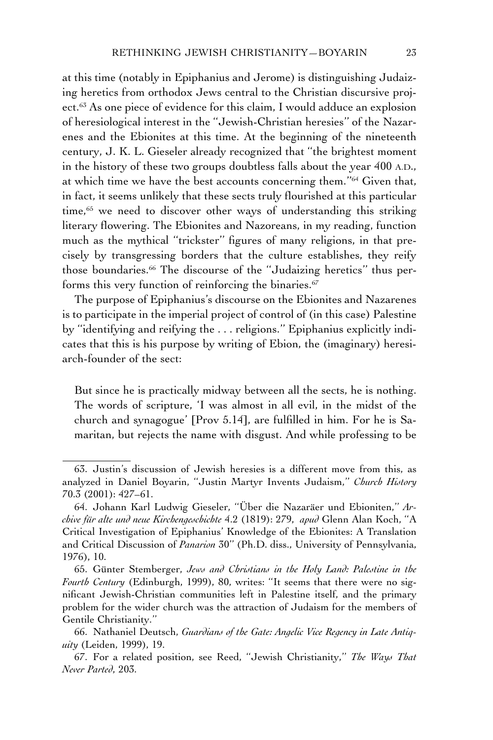at this time (notably in Epiphanius and Jerome) is distinguishing Judaizing heretics from orthodox Jews central to the Christian discursive project.[63] As one piece of evidence for this claim, I would adduce an explosion of heresiological interest in the "Jewish-Christian heresies" of the Nazarenes and the Ebionites at this time. At the beginning of the nineteenth century, J. K. L. Gieseler already recognized that "the brightest moment in the history of these two groups doubtless falls about the year 400 A.D., at which time we have the best accounts concerning them."[64] Given that, in fact, it seems unlikely that these sects truly flourished at this particular time,[65] we need to discover other ways of understanding this striking literary flowering. The Ebionites and Nazoreans, in my reading, function much as the mythical "trickster" figures of many religions, in that precisely by transgressing borders that the culture establishes, they reify those boundaries.[66] The discourse of the "Judaizing heretics" thus performs this very function of reinforcing the binaries.[67]

The purpose of Epiphanius's discourse on the Ebionites and Nazarenes is to participate in the imperial project of control of (in this case) Palestine by "identifying and reifying the . . . religions." Epiphanius explicitly indicates that this is his purpose by writing of Ebion, the (imaginary) heresiarch-founder of the sect:

> But since he is practically midway between all the sects, he is nothing. The words of scripture, 'I was almost in all evil, in the midst of the church and synagogue' [Prov 5.14], are fulfilled in him. For he is Samaritan, but rejects the name with disgust. And while professing to be

---

63. Justin's discussion of Jewish heresies is a different move from this, as analyzed in Daniel Boyarin, "Justin Martyr Invents Judaism," *Church History* 70.3 (2001): 427–61.

64. Johann Karl Ludwig Gieseler, "Über die Nazaräer und Ebioniten," *Archive für alte und neue Kirchengeschichte* 4.2 (1819): 279, *apud* Glenn Alan Koch, "A Critical Investigation of Epiphanius' Knowledge of the Ebionites: A Translation and Critical Discussion of *Panarion* 30" (Ph.D. diss., University of Pennsylvania, 1976), 10.

65. Günter Stemberger, *Jews and Christians in the Holy Land: Palestine in the Fourth Century* (Edinburgh, 1999), 80, writes: "It seems that there were no significant Jewish-Christian communities left in Palestine itself, and the primary problem for the wider church was the attraction of Judaism for the members of Gentile Christianity."

66. Nathaniel Deutsch, *Guardians of the Gate: Angelic Vice Regency in Late Antiquity* (Leiden, 1999), 19.

67. For a related position, see Reed, "Jewish Christianity," *The Ways That Never Parted*, 203.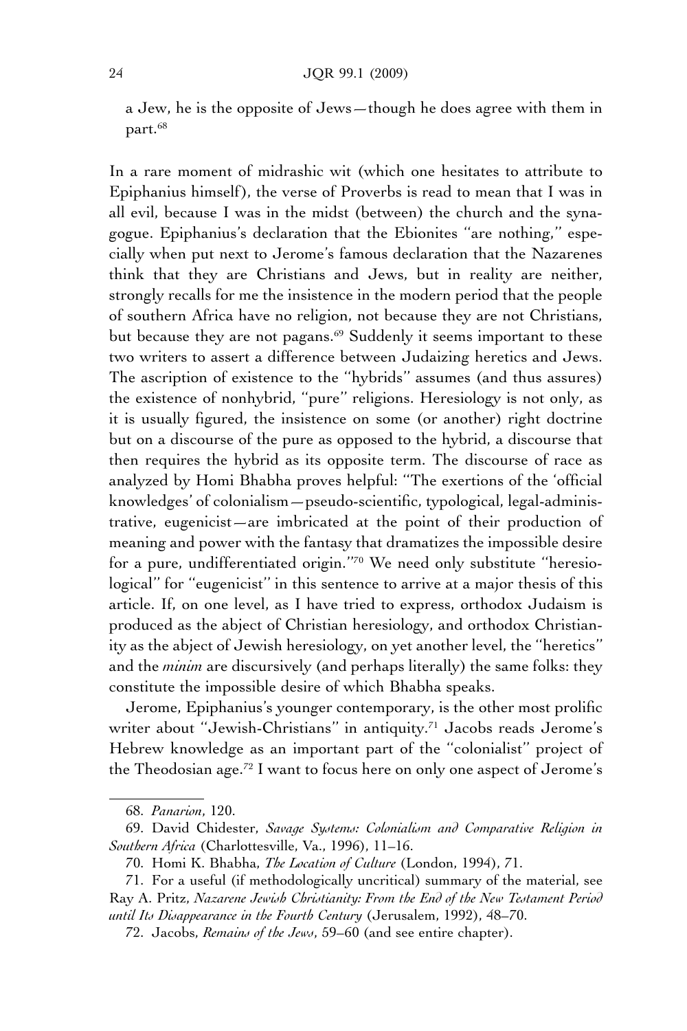a Jew, he is the opposite of Jews—though he does agree with them in part.[68]

In a rare moment of midrashic wit (which one hesitates to attribute to Epiphanius himself), the verse of Proverbs is read to mean that I was in all evil, because I was in the midst (between) the church and the synagogue. Epiphanius's declaration that the Ebionites "are nothing," especially when put next to Jerome's famous declaration that the Nazarenes think that they are Christians and Jews, but in reality are neither, strongly recalls for me the insistence in the modern period that the people of southern Africa have no religion, not because they are not Christians, but because they are not pagans.[69] Suddenly it seems important to these two writers to assert a difference between Judaizing heretics and Jews. The ascription of existence to the "hybrids" assumes (and thus assures) the existence of nonhybrid, "pure" religions. Heresiology is not only, as it is usually figured, the insistence on some (or another) right doctrine but on a discourse of the pure as opposed to the hybrid, a discourse that then requires the hybrid as its opposite term. The discourse of race as analyzed by Homi Bhabha proves helpful: "The exertions of the 'official knowledges' of colonialism—pseudo-scientific, typological, legal-administrative, eugenicist—are imbricated at the point of their production of meaning and power with the fantasy that dramatizes the impossible desire for a pure, undifferentiated origin."[70] We need only substitute "heresiological" for "eugenicist" in this sentence to arrive at a major thesis of this article. If, on one level, as I have tried to express, orthodox Judaism is produced as the abject of Christian heresiology, and orthodox Christianity as the abject of Jewish heresiology, on yet another level, the "heretics" and the *minim* are discursively (and perhaps literally) the same folks: they constitute the impossible desire of which Bhabha speaks.

Jerome, Epiphanius's younger contemporary, is the other most prolific writer about "Jewish-Christians" in antiquity.[71] Jacobs reads Jerome's Hebrew knowledge as an important part of the "colonialist" project of the Theodosian age.[72] I want to focus here on only one aspect of Jerome's

---

68. *Panarion*, 120.

69. David Chidester, *Savage Systems: Colonialism and Comparative Religion in Southern Africa* (Charlottesville, Va., 1996), 11–16.

70. Homi K. Bhabha, *The Location of Culture* (London, 1994), 71.

71. For a useful (if methodologically uncritical) summary of the material, see Ray A. Pritz, *Nazarene Jewish Christianity: From the End of the New Testament Period until Its Disappearance in the Fourth Century* (Jerusalem, 1992), 48–70.

72. Jacobs, *Remains of the Jews*, 59–60 (and see entire chapter).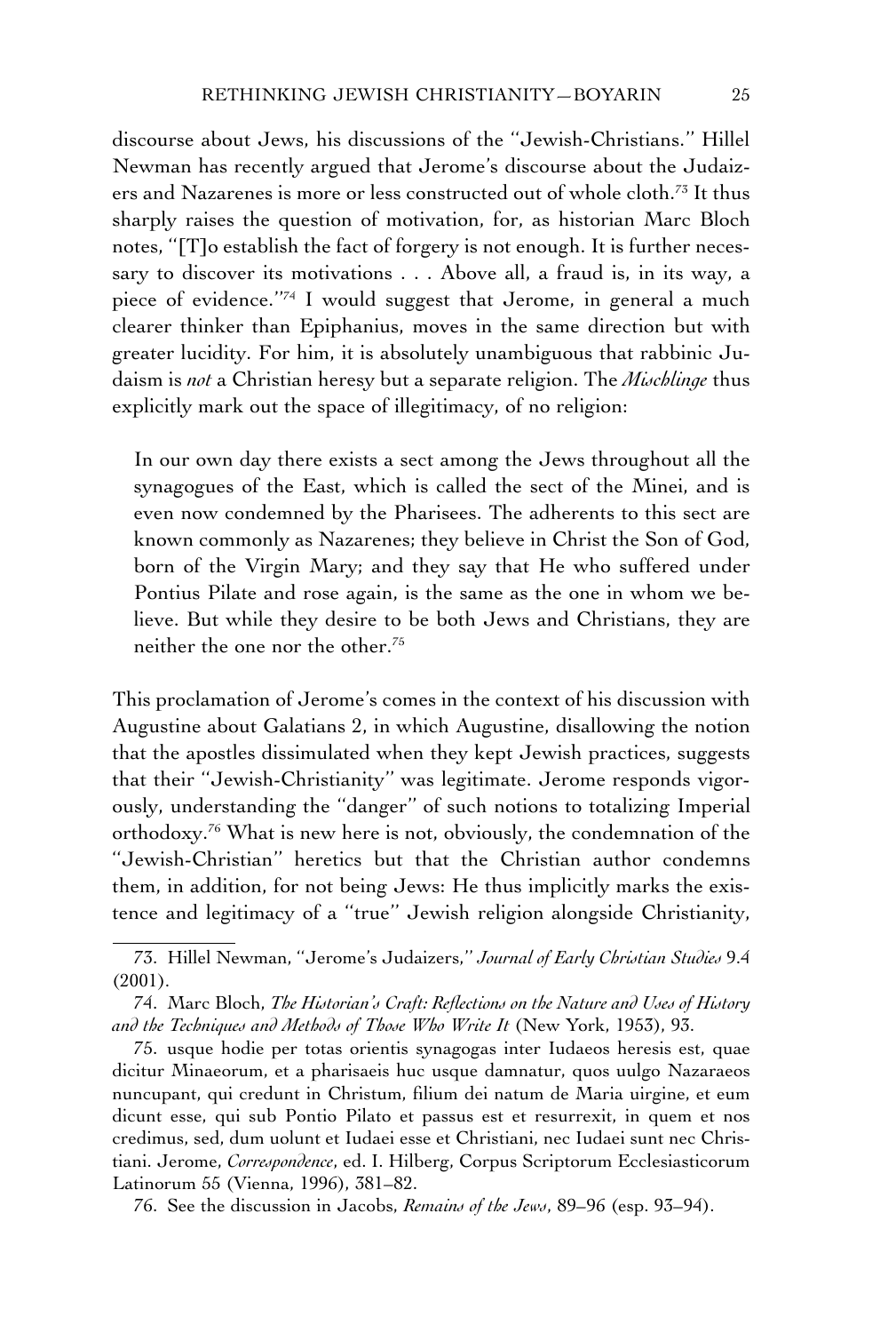discourse about Jews, his discussions of the "Jewish-Christians." Hillel Newman has recently argued that Jerome's discourse about the Judaizers and Nazarenes is more or less constructed out of whole cloth.[73] It thus sharply raises the question of motivation, for, as historian Marc Bloch notes, "[T]o establish the fact of forgery is not enough. It is further necessary to discover its motivations . . . Above all, a fraud is, in its way, a piece of evidence."[74] I would suggest that Jerome, in general a much clearer thinker than Epiphanius, moves in the same direction but with greater lucidity. For him, it is absolutely unambiguous that rabbinic Judaism is *not* a Christian heresy but a separate religion. The *Mischlinge* thus explicitly mark out the space of illegitimacy, of no religion:

> In our own day there exists a sect among the Jews throughout all the synagogues of the East, which is called the sect of the Minei, and is even now condemned by the Pharisees. The adherents to this sect are known commonly as Nazarenes; they believe in Christ the Son of God, born of the Virgin Mary; and they say that He who suffered under Pontius Pilate and rose again, is the same as the one in whom we believe. But while they desire to be both Jews and Christians, they are neither the one nor the other.[75]

This proclamation of Jerome's comes in the context of his discussion with Augustine about Galatians 2, in which Augustine, disallowing the notion that the apostles dissimulated when they kept Jewish practices, suggests that their "Jewish-Christianity" was legitimate. Jerome responds vigorously, understanding the "danger" of such notions to totalizing Imperial orthodoxy.[76] What is new here is not, obviously, the condemnation of the "Jewish-Christian" heretics but that the Christian author condemns them, in addition, for not being Jews: He thus implicitly marks the existence and legitimacy of a "true" Jewish religion alongside Christianity,

---

73. Hillel Newman, "Jerome's Judaizers," *Journal of Early Christian Studies* 9.4 (2001).

74. Marc Bloch, *The Historian's Craft: Reflections on the Nature and Uses of History and the Techniques and Methods of Those Who Write It* (New York, 1953), 93.

75. usque hodie per totas orientis synagogas inter Iudaeos heresis est, quae dicitur Minaeorum, et a pharisaeis huc usque damnatur, quos uulgo Nazaraeos nuncupant, qui credunt in Christum, filium dei natum de Maria uirgine, et eum dicunt esse, qui sub Pontio Pilato et passus est et resurrexit, in quem et nos credimus, sed, dum uolunt et Iudaei esse et Christiani, nec Iudaei sunt nec Christiani. Jerome, *Correspondence*, ed. I. Hilberg, Corpus Scriptorum Ecclesiasticorum Latinorum 55 (Vienna, 1996), 381–82.

76. See the discussion in Jacobs, *Remains of the Jews*, 89–96 (esp. 93–94).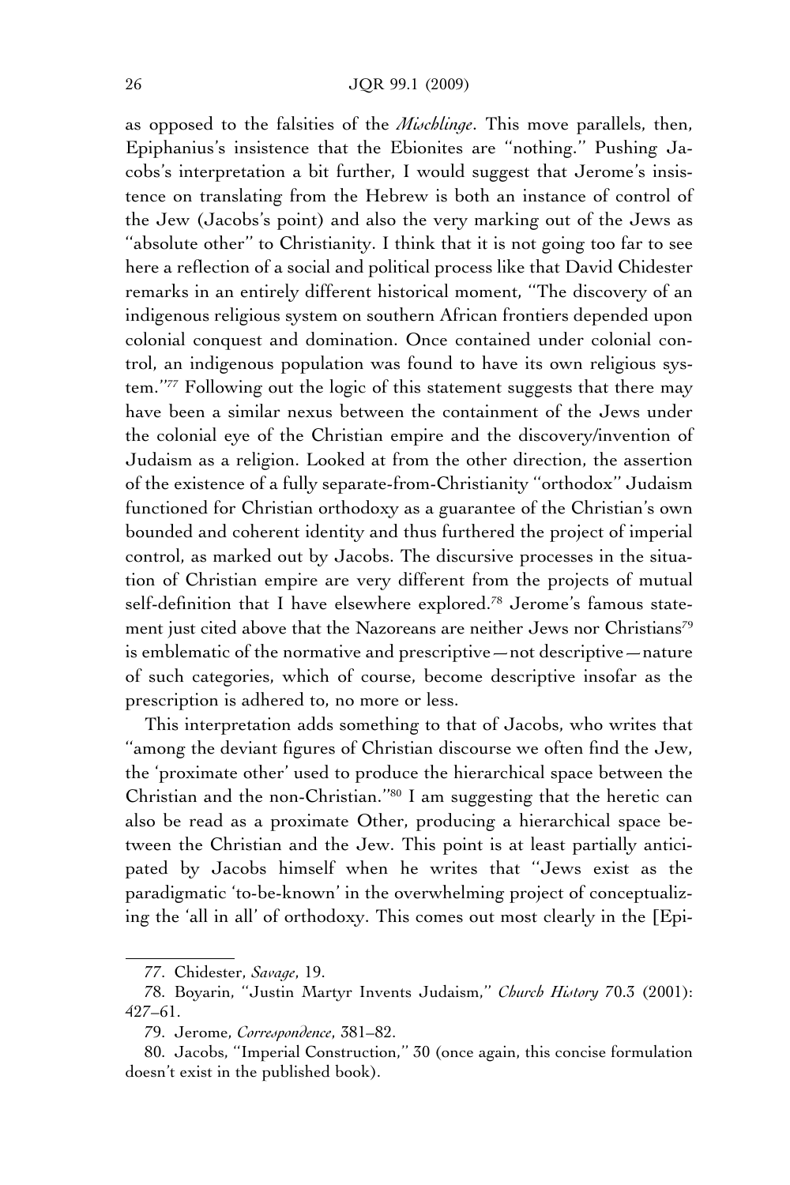as opposed to the falsities of the *Mischlinge*. This move parallels, then, Epiphanius's insistence that the Ebionites are "nothing." Pushing Jacobs's interpretation a bit further, I would suggest that Jerome's insistence on translating from the Hebrew is both an instance of control of the Jew (Jacobs's point) and also the very marking out of the Jews as "absolute other" to Christianity. I think that it is not going too far to see here a reflection of a social and political process like that David Chidester remarks in an entirely different historical moment, "The discovery of an indigenous religious system on southern African frontiers depended upon colonial conquest and domination. Once contained under colonial control, an indigenous population was found to have its own religious system."[77] Following out the logic of this statement suggests that there may have been a similar nexus between the containment of the Jews under the colonial eye of the Christian empire and the discovery/invention of Judaism as a religion. Looked at from the other direction, the assertion of the existence of a fully separate-from-Christianity "orthodox" Judaism functioned for Christian orthodoxy as a guarantee of the Christian's own bounded and coherent identity and thus furthered the project of imperial control, as marked out by Jacobs. The discursive processes in the situation of Christian empire are very different from the projects of mutual self-definition that I have elsewhere explored.[78] Jerome's famous statement just cited above that the Nazoreans are neither Jews nor Christians[79] is emblematic of the normative and prescriptive—not descriptive—nature of such categories, which of course, become descriptive insofar as the prescription is adhered to, no more or less.

This interpretation adds something to that of Jacobs, who writes that "among the deviant figures of Christian discourse we often find the Jew, the 'proximate other' used to produce the hierarchical space between the Christian and the non-Christian."[80] I am suggesting that the heretic can also be read as a proximate Other, producing a hierarchical space between the Christian and the Jew. This point is at least partially anticipated by Jacobs himself when he writes that "Jews exist as the paradigmatic 'to-be-known' in the overwhelming project of conceptualizing the 'all in all' of orthodoxy. This comes out most clearly in the [Epi-

---

77. Chidester, *Savage*, 19.

78. Boyarin, "Justin Martyr Invents Judaism," *Church History* 70.3 (2001): 427–61.

79. Jerome, *Correspondence*, 381–82.

80. Jacobs, "Imperial Construction," 30 (once again, this concise formulation doesn't exist in the published book).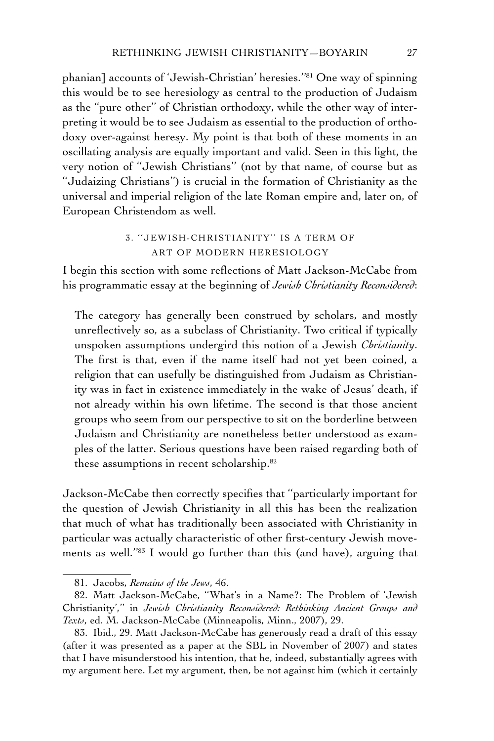phanian] accounts of 'Jewish-Christian' heresies."[81] One way of spinning this would be to see heresiology as central to the production of Judaism as the "pure other" of Christian orthodoxy, while the other way of interpreting it would be to see Judaism as essential to the production of orthodoxy over-against heresy. My point is that both of these moments in an oscillating analysis are equally important and valid. Seen in this light, the very notion of "Jewish Christians" (not by that name, of course but as "Judaizing Christians") is crucial in the formation of Christianity as the universal and imperial religion of the late Roman empire and, later on, of European Christendom as well.

## 3. "JEWISH-CHRISTIANITY" IS A TERM OF ART OF MODERN HERESIOLOGY

I begin this section with some reflections of Matt Jackson-McCabe from his programmatic essay at the beginning of *Jewish Christianity Reconsidered*:

> The category has generally been construed by scholars, and mostly unreflectively so, as a subclass of Christianity. Two critical if typically unspoken assumptions undergird this notion of a Jewish *Christianity*. The first is that, even if the name itself had not yet been coined, a religion that can usefully be distinguished from Judaism as Christianity was in fact in existence immediately in the wake of Jesus' death, if not already within his own lifetime. The second is that those ancient groups who seem from our perspective to sit on the borderline between Judaism and Christianity are nonetheless better understood as examples of the latter. Serious questions have been raised regarding both of these assumptions in recent scholarship.[82]

Jackson-McCabe then correctly specifies that "particularly important for the question of Jewish Christianity in all this has been the realization that much of what has traditionally been associated with Christianity in particular was actually characteristic of other first-century Jewish movements as well."[83] I would go further than this (and have), arguing that

---

81. Jacobs, *Remains of the Jews*, 46.

82. Matt Jackson-McCabe, "What's in a Name?: The Problem of 'Jewish Christianity'," in *Jewish Christianity Reconsidered: Rethinking Ancient Groups and Texts*, ed. M. Jackson-McCabe (Minneapolis, Minn., 2007), 29.

83. Ibid., 29. Matt Jackson-McCabe has generously read a draft of this essay (after it was presented as a paper at the SBL in November of 2007) and states that I have misunderstood his intention, that he, indeed, substantially agrees with my argument here. Let my argument, then, be not against him (which it certainly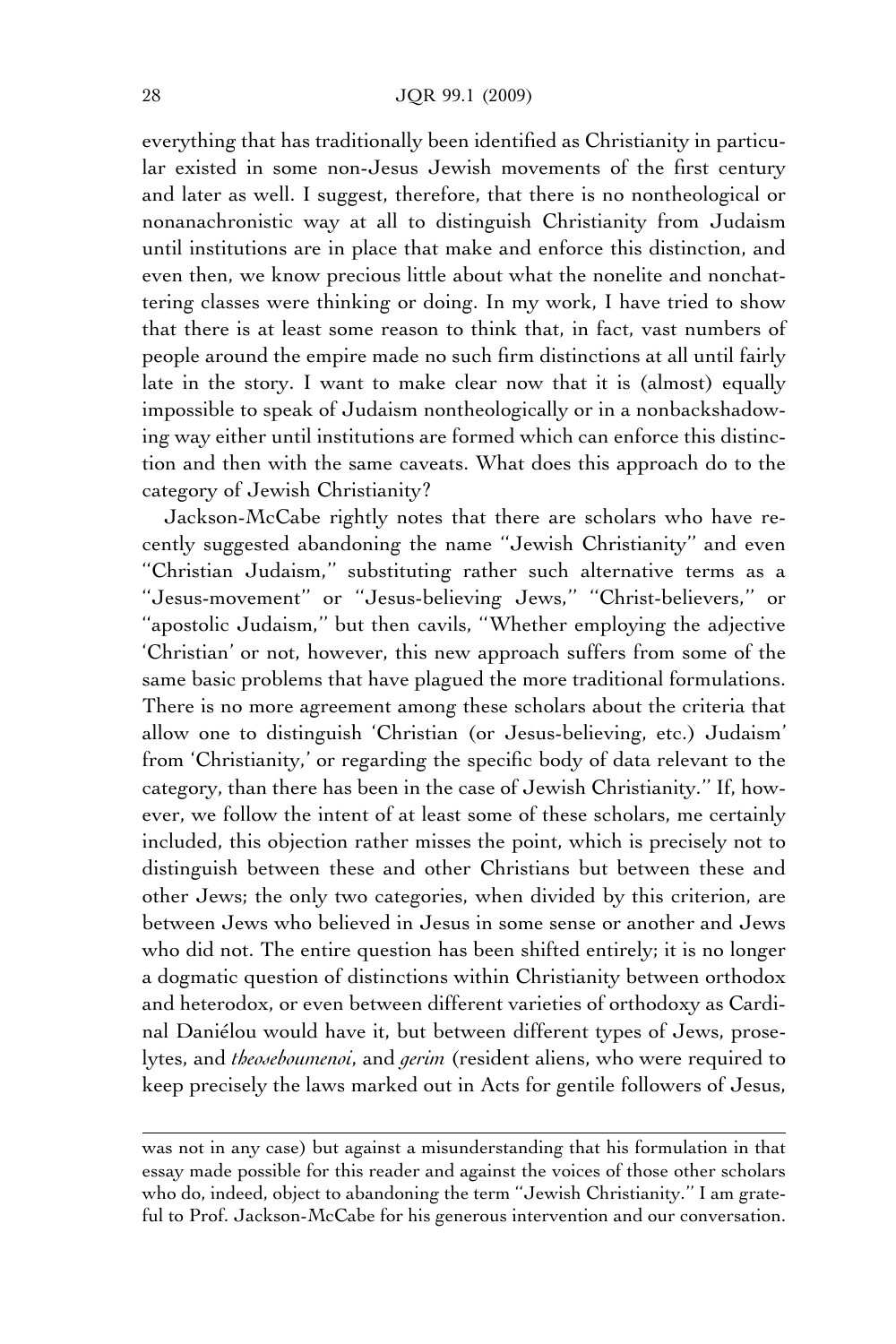everything that has traditionally been identified as Christianity in particular existed in some non-Jesus Jewish movements of the first century and later as well. I suggest, therefore, that there is no nontheological or nonanachronistic way at all to distinguish Christianity from Judaism until institutions are in place that make and enforce this distinction, and even then, we know precious little about what the nonelite and nonchattering classes were thinking or doing. In my work, I have tried to show that there is at least some reason to think that, in fact, vast numbers of people around the empire made no such firm distinctions at all until fairly late in the story. I want to make clear now that it is (almost) equally impossible to speak of Judaism nontheologically or in a nonbackshadowing way either until institutions are formed which can enforce this distinction and then with the same caveats. What does this approach do to the category of Jewish Christianity?

Jackson-McCabe rightly notes that there are scholars who have recently suggested abandoning the name ''Jewish Christianity'' and even ''Christian Judaism,'' substituting rather such alternative terms as a ''Jesus-movement'' or ''Jesus-believing Jews,'' ''Christ-believers,'' or ''apostolic Judaism,'' but then cavils, ''Whether employing the adjective 'Christian' or not, however, this new approach suffers from some of the same basic problems that have plagued the more traditional formulations. There is no more agreement among these scholars about the criteria that allow one to distinguish 'Christian (or Jesus-believing, etc.) Judaism' from 'Christianity,' or regarding the specific body of data relevant to the category, than there has been in the case of Jewish Christianity.'' If, however, we follow the intent of at least some of these scholars, me certainly included, this objection rather misses the point, which is precisely not to distinguish between these and other Christians but between these and other Jews; the only two categories, when divided by this criterion, are between Jews who believed in Jesus in some sense or another and Jews who did not. The entire question has been shifted entirely; it is no longer a dogmatic question of distinctions within Christianity between orthodox and heterodox, or even between different varieties of orthodoxy as Cardinal Daniélou would have it, but between different types of Jews, proselytes, and *theoseboumenoi*, and *gerim* (resident aliens, who were required to keep precisely the laws marked out in Acts for gentile followers of Jesus,

was not in any case) but against a misunderstanding that his formulation in that essay made possible for this reader and against the voices of those other scholars who do, indeed, object to abandoning the term ''Jewish Christianity.'' I am grateful to Prof. Jackson-McCabe for his generous intervention and our conversation.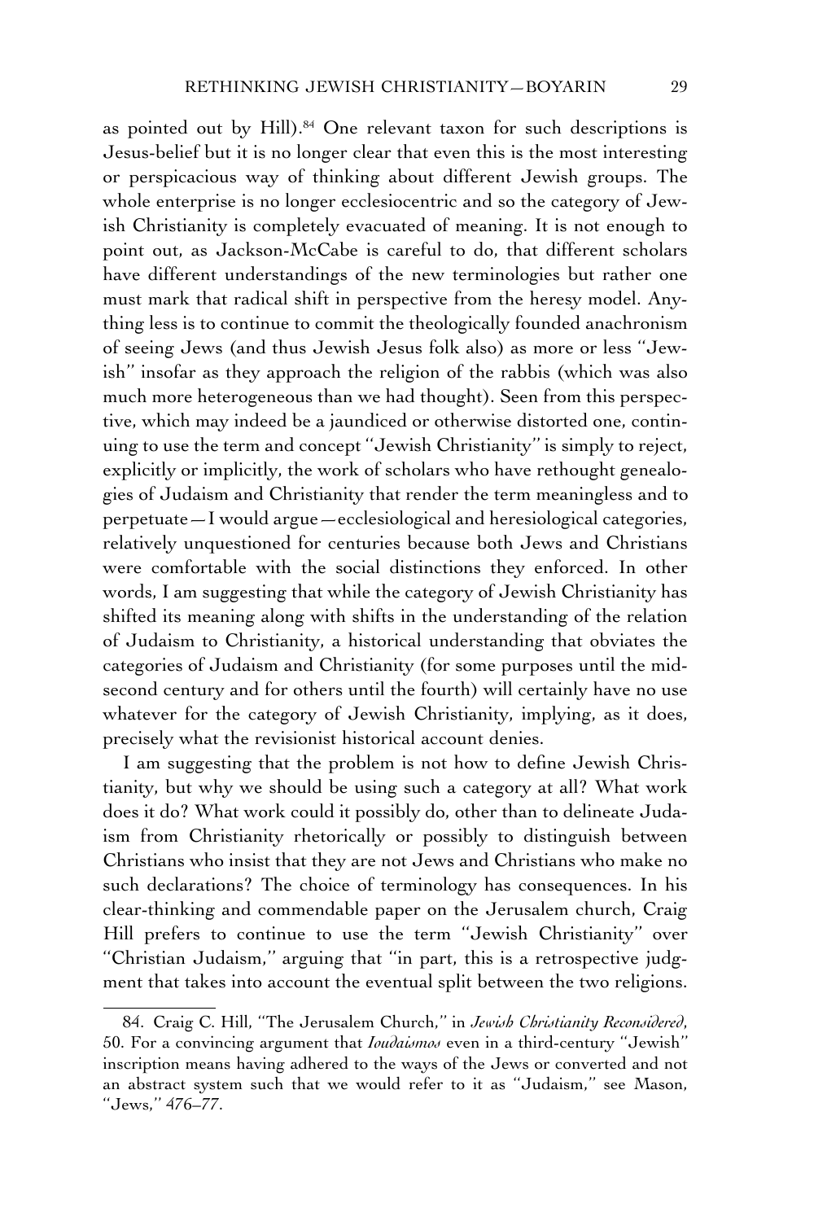as pointed out by Hill).[84] One relevant taxon for such descriptions is Jesus-belief but it is no longer clear that even this is the most interesting or perspicacious way of thinking about different Jewish groups. The whole enterprise is no longer ecclesiocentric and so the category of Jewish Christianity is completely evacuated of meaning. It is not enough to point out, as Jackson-McCabe is careful to do, that different scholars have different understandings of the new terminologies but rather one must mark that radical shift in perspective from the heresy model. Anything less is to continue to commit the theologically founded anachronism of seeing Jews (and thus Jewish Jesus folk also) as more or less "Jewish" insofar as they approach the religion of the rabbis (which was also much more heterogeneous than we had thought). Seen from this perspective, which may indeed be a jaundiced or otherwise distorted one, continuing to use the term and concept "Jewish Christianity" is simply to reject, explicitly or implicitly, the work of scholars who have rethought genealogies of Judaism and Christianity that render the term meaningless and to perpetuate—I would argue—ecclesiological and heresiological categories, relatively unquestioned for centuries because both Jews and Christians were comfortable with the social distinctions they enforced. In other words, I am suggesting that while the category of Jewish Christianity has shifted its meaning along with shifts in the understanding of the relation of Judaism to Christianity, a historical understanding that obviates the categories of Judaism and Christianity (for some purposes until the mid-second century and for others until the fourth) will certainly have no use whatever for the category of Jewish Christianity, implying, as it does, precisely what the revisionist historical account denies.

I am suggesting that the problem is not how to define Jewish Christianity, but why we should be using such a category at all? What work does it do? What work could it possibly do, other than to delineate Judaism from Christianity rhetorically or possibly to distinguish between Christians who insist that they are not Jews and Christians who make no such declarations? The choice of terminology has consequences. In his clear-thinking and commendable paper on the Jerusalem church, Craig Hill prefers to continue to use the term "Jewish Christianity" over "Christian Judaism," arguing that "in part, this is a retrospective judgment that takes into account the eventual split between the two religions.

---

84. Craig C. Hill, "The Jerusalem Church," in *Jewish Christianity Reconsidered*, 50. For a convincing argument that *Ioudaismos* even in a third-century "Jewish" inscription means having adhered to the ways of the Jews or converted and not an abstract system such that we would refer to it as "Judaism," see Mason, "Jews," 476–77.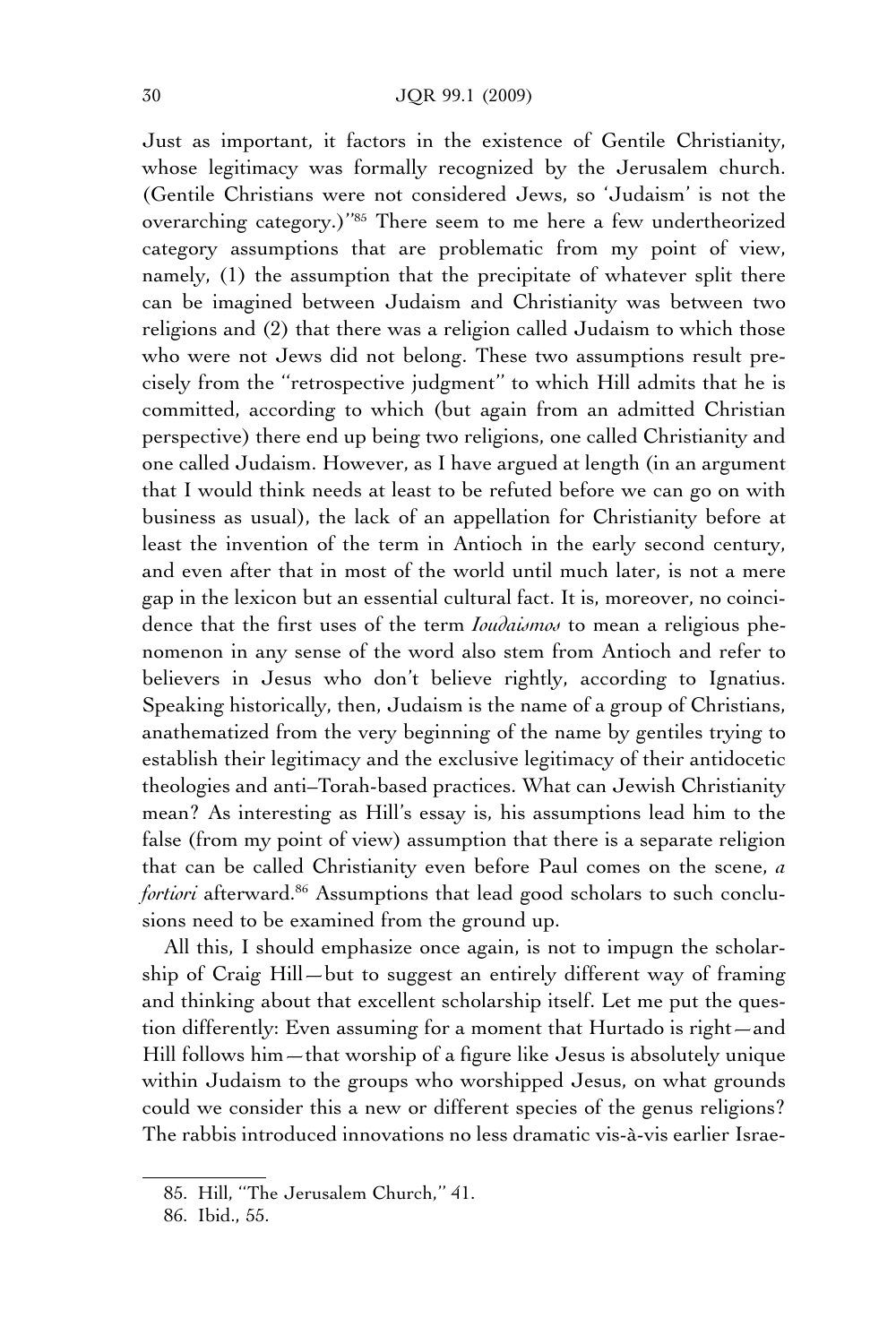Just as important, it factors in the existence of Gentile Christianity, whose legitimacy was formally recognized by the Jerusalem church. (Gentile Christians were not considered Jews, so 'Judaism' is not the overarching category.)''[85] There seem to me here a few undertheorized category assumptions that are problematic from my point of view, namely, (1) the assumption that the precipitate of whatever split there can be imagined between Judaism and Christianity was between two religions and (2) that there was a religion called Judaism to which those who were not Jews did not belong. These two assumptions result precisely from the ''retrospective judgment'' to which Hill admits that he is committed, according to which (but again from an admitted Christian perspective) there end up being two religions, one called Christianity and one called Judaism. However, as I have argued at length (in an argument that I would think needs at least to be refuted before we can go on with business as usual), the lack of an appellation for Christianity before at least the invention of the term in Antioch in the early second century, and even after that in most of the world until much later, is not a mere gap in the lexicon but an essential cultural fact. It is, moreover, no coincidence that the first uses of the term *Ioudaismos* to mean a religious phenomenon in any sense of the word also stem from Antioch and refer to believers in Jesus who don't believe rightly, according to Ignatius. Speaking historically, then, Judaism is the name of a group of Christians, anathematized from the very beginning of the name by gentiles trying to establish their legitimacy and the exclusive legitimacy of their antidocetic theologies and anti–Torah-based practices. What can Jewish Christianity mean? As interesting as Hill's essay is, his assumptions lead him to the false (from my point of view) assumption that there is a separate religion that can be called Christianity even before Paul comes on the scene, *a fortiori* afterward.[86] Assumptions that lead good scholars to such conclusions need to be examined from the ground up.

All this, I should emphasize once again, is not to impugn the scholarship of Craig Hill—but to suggest an entirely different way of framing and thinking about that excellent scholarship itself. Let me put the question differently: Even assuming for a moment that Hurtado is right—and Hill follows him—that worship of a figure like Jesus is absolutely unique within Judaism to the groups who worshipped Jesus, on what grounds could we consider this a new or different species of the genus religions? The rabbis introduced innovations no less dramatic vis-à-vis earlier Israe-

85. Hill, ''The Jerusalem Church,'' 41.

86. Ibid., 55.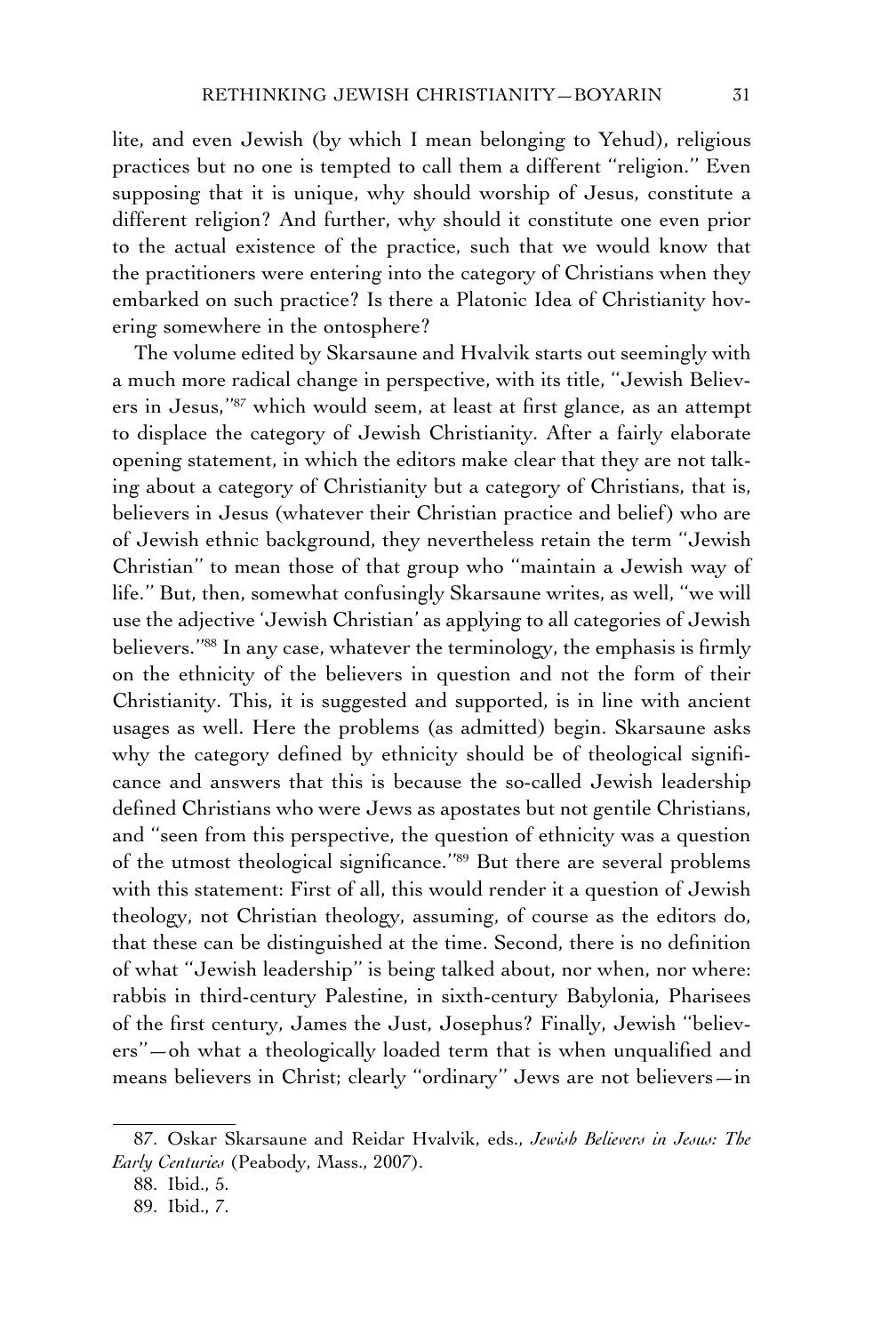lite, and even Jewish (by which I mean belonging to Yehud), religious practices but no one is tempted to call them a different "religion." Even supposing that it is unique, why should worship of Jesus, constitute a different religion? And further, why should it constitute one even prior to the actual existence of the practice, such that we would know that the practitioners were entering into the category of Christians when they embarked on such practice? Is there a Platonic Idea of Christianity hovering somewhere in the ontosphere?

The volume edited by Skarsaune and Hvalvik starts out seemingly with a much more radical change in perspective, with its title, "Jewish Believers in Jesus,"[87] which would seem, at least at first glance, as an attempt to displace the category of Jewish Christianity. After a fairly elaborate opening statement, in which the editors make clear that they are not talking about a category of Christianity but a category of Christians, that is, believers in Jesus (whatever their Christian practice and belief) who are of Jewish ethnic background, they nevertheless retain the term "Jewish Christian" to mean those of that group who "maintain a Jewish way of life." But, then, somewhat confusingly Skarsaune writes, as well, "we will use the adjective 'Jewish Christian' as applying to all categories of Jewish believers."[88] In any case, whatever the terminology, the emphasis is firmly on the ethnicity of the believers in question and not the form of their Christianity. This, it is suggested and supported, is in line with ancient usages as well. Here the problems (as admitted) begin. Skarsaune asks why the category defined by ethnicity should be of theological significance and answers that this is because the so-called Jewish leadership defined Christians who were Jews as apostates but not gentile Christians, and "seen from this perspective, the question of ethnicity was a question of the utmost theological significance."[89] But there are several problems with this statement: First of all, this would render it a question of Jewish theology, not Christian theology, assuming, of course as the editors do, that these can be distinguished at the time. Second, there is no definition of what "Jewish leadership" is being talked about, nor when, nor where: rabbis in third-century Palestine, in sixth-century Babylonia, Pharisees of the first century, James the Just, Josephus? Finally, Jewish "believers"—oh what a theologically loaded term that is when unqualified and means believers in Christ; clearly "ordinary" Jews are not believers—in

87. Oskar Skarsaune and Reidar Hvalvik, eds., *Jewish Believers in Jesus: The Early Centuries* (Peabody, Mass., 2007).

88. Ibid., 5.

89. Ibid., 7.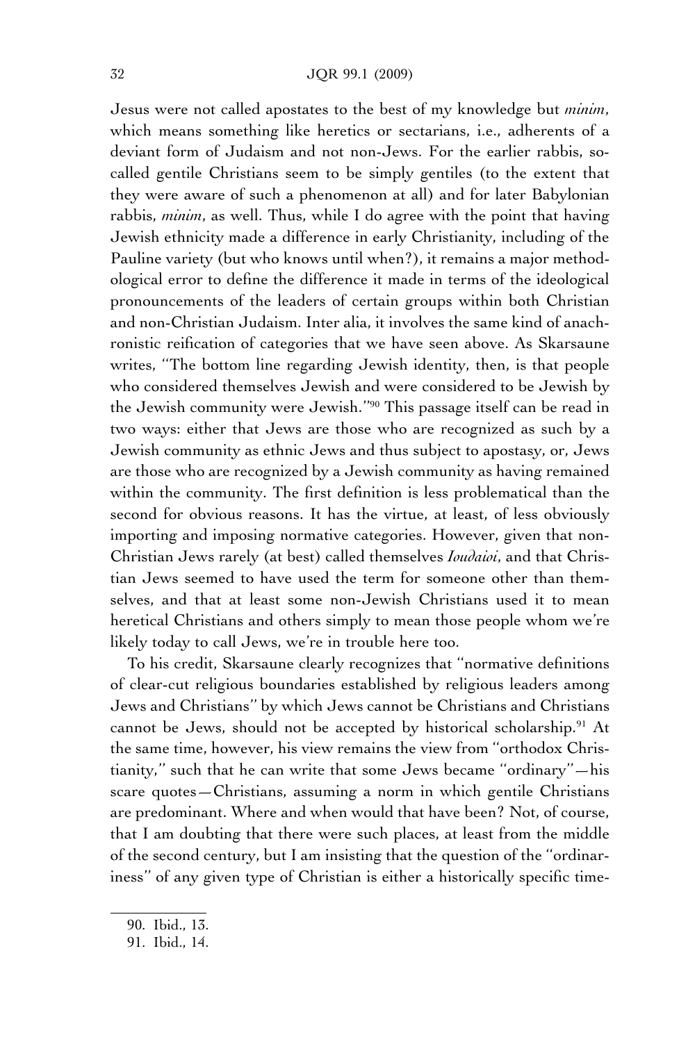Jesus were not called apostates to the best of my knowledge but *minim*, which means something like heretics or sectarians, i.e., adherents of a deviant form of Judaism and not non-Jews. For the earlier rabbis, so-called gentile Christians seem to be simply gentiles (to the extent that they were aware of such a phenomenon at all) and for later Babylonian rabbis, *minim*, as well. Thus, while I do agree with the point that having Jewish ethnicity made a difference in early Christianity, including of the Pauline variety (but who knows until when?), it remains a major methodological error to define the difference it made in terms of the ideological pronouncements of the leaders of certain groups within both Christian and non-Christian Judaism. Inter alia, it involves the same kind of anachronistic reification of categories that we have seen above. As Skarsaune writes, "The bottom line regarding Jewish identity, then, is that people who considered themselves Jewish and were considered to be Jewish by the Jewish community were Jewish."[90] This passage itself can be read in two ways: either that Jews are those who are recognized as such by a Jewish community as ethnic Jews and thus subject to apostasy, or, Jews are those who are recognized by a Jewish community as having remained within the community. The first definition is less problematical than the second for obvious reasons. It has the virtue, at least, of less obviously importing and imposing normative categories. However, given that non-Christian Jews rarely (at best) called themselves *Ioudaioi*, and that Christian Jews seemed to have used the term for someone other than themselves, and that at least some non-Jewish Christians used it to mean heretical Christians and others simply to mean those people whom we're likely today to call Jews, we're in trouble here too.

To his credit, Skarsaune clearly recognizes that "normative definitions of clear-cut religious boundaries established by religious leaders among Jews and Christians" by which Jews cannot be Christians and Christians cannot be Jews, should not be accepted by historical scholarship.[91] At the same time, however, his view remains the view from "orthodox Christianity," such that he can write that some Jews became "ordinary"—his scare quotes—Christians, assuming a norm in which gentile Christians are predominant. Where and when would that have been? Not, of course, that I am doubting that there were such places, at least from the middle of the second century, but I am insisting that the question of the "ordinariness" of any given type of Christian is either a historically specific time-

90. Ibid., 13.

91. Ibid., 14.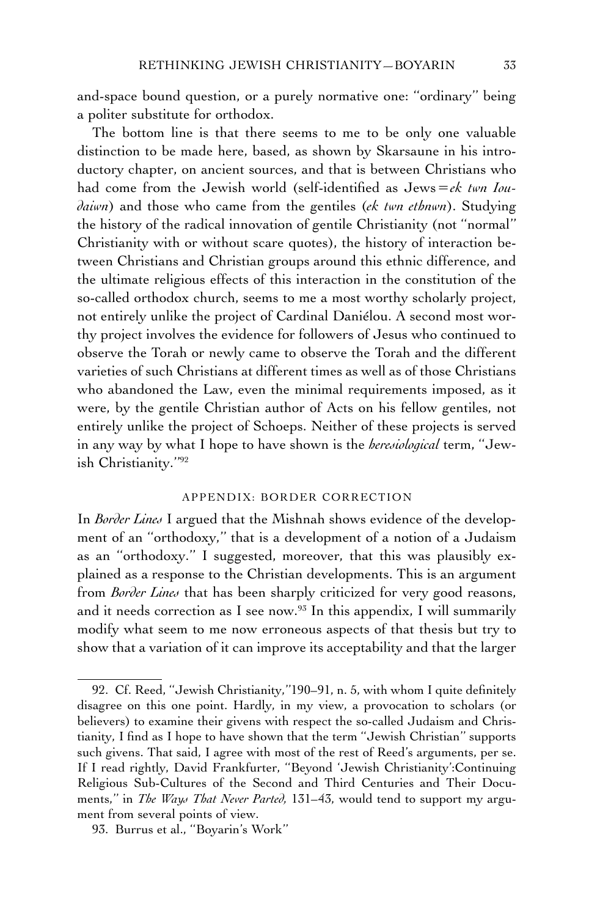and-space bound question, or a purely normative one: "ordinary" being a politer substitute for orthodox.

The bottom line is that there seems to me to be only one valuable distinction to be made here, based, as shown by Skarsaune in his introductory chapter, on ancient sources, and that is between Christians who had come from the Jewish world (self-identified as Jews = *ek twn Ioudaiwn*) and those who came from the gentiles (*ek twn ethnwn*). Studying the history of the radical innovation of gentile Christianity (not "normal" Christianity with or without scare quotes), the history of interaction between Christians and Christian groups around this ethnic difference, and the ultimate religious effects of this interaction in the constitution of the so-called orthodox church, seems to me a most worthy scholarly project, not entirely unlike the project of Cardinal Daniélou. A second most worthy project involves the evidence for followers of Jesus who continued to observe the Torah or newly came to observe the Torah and the different varieties of such Christians at different times as well as of those Christians who abandoned the Law, even the minimal requirements imposed, as it were, by the gentile Christian author of Acts on his fellow gentiles, not entirely unlike the project of Schoeps. Neither of these projects is served in any way by what I hope to have shown is the *heresiological* term, "Jewish Christianity."[92]

## APPENDIX: BORDER CORRECTION

In *Border Lines* I argued that the Mishnah shows evidence of the development of an "orthodoxy," that is a development of a notion of a Judaism as an "orthodoxy." I suggested, moreover, that this was plausibly explained as a response to the Christian developments. This is an argument from *Border Lines* that has been sharply criticized for very good reasons, and it needs correction as I see now.[93] In this appendix, I will summarily modify what seem to me now erroneous aspects of that thesis but try to show that a variation of it can improve its acceptability and that the larger

---

92. Cf. Reed, "Jewish Christianity,"190–91, n. 5, with whom I quite definitely disagree on this one point. Hardly, in my view, a provocation to scholars (or believers) to examine their givens with respect the so-called Judaism and Christianity, I find as I hope to have shown that the term "Jewish Christian" supports such givens. That said, I agree with most of the rest of Reed's arguments, per se. If I read rightly, David Frankfurter, "Beyond 'Jewish Christianity':Continuing Religious Sub-Cultures of the Second and Third Centuries and Their Documents," in *The Ways That Never Parted,* 131–43, would tend to support my argument from several points of view.

93. Burrus et al., "Boyarin's Work"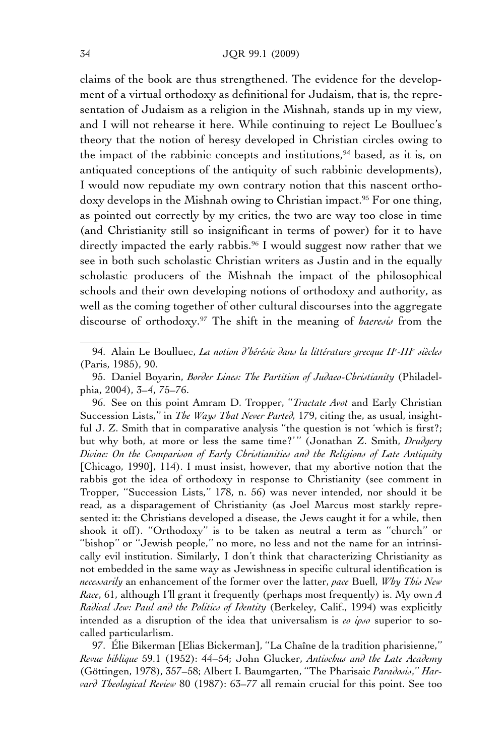claims of the book are thus strengthened. The evidence for the development of a virtual orthodoxy as definitional for Judaism, that is, the representation of Judaism as a religion in the Mishnah, stands up in my view, and I will not rehearse it here. While continuing to reject Le Boulluec's theory that the notion of heresy developed in Christian circles owing to the impact of the rabbinic concepts and institutions,[94] based, as it is, on antiquated conceptions of the antiquity of such rabbinic developments), I would now repudiate my own contrary notion that this nascent orthodoxy develops in the Mishnah owing to Christian impact.[95] For one thing, as pointed out correctly by my critics, the two are way too close in time (and Christianity still so insignificant in terms of power) for it to have directly impacted the early rabbis.[96] I would suggest now rather that we see in both such scholastic Christian writers as Justin and in the equally scholastic producers of the Mishnah the impact of the philosophical schools and their own developing notions of orthodoxy and authority, as well as the coming together of other cultural discourses into the aggregate discourse of orthodoxy.[97] The shift in the meaning of *haeresis* from the

---

94. Alain Le Boulluec, *La notion d'hérésie dans la littérature grecque II^e-III^e siècles* (Paris, 1985), 90.

95. Daniel Boyarin, *Border Lines: The Partition of Judaeo-Christianity* (Philadelphia, 2004), 3–4, 75–76.

96. See on this point Amram D. Tropper, "*Tractate Avot* and Early Christian Succession Lists," in *The Ways That Never Parted,* 179, citing the, as usual, insightful J. Z. Smith that in comparative analysis "the question is not 'which is first?; but why both, at more or less the same time?'" (Jonathan Z. Smith, *Drudgery Divine: On the Comparison of Early Christianities and the Religions of Late Antiquity* [Chicago, 1990], 114). I must insist, however, that my abortive notion that the rabbis got the idea of orthodoxy in response to Christianity (see comment in Tropper, "Succession Lists," 178, n. 56) was never intended, nor should it be read, as a disparagement of Christianity (as Joel Marcus most starkly represented it: the Christians developed a disease, the Jews caught it for a while, then shook it off). "Orthodoxy" is to be taken as neutral a term as "church" or "bishop" or "Jewish people," no more, no less and not the name for an intrinsically evil institution. Similarly, I don't think that characterizing Christianity as not embedded in the same way as Jewishness in specific cultural identification is *necessarily* an enhancement of the former over the latter, *pace* Buell, *Why This New Race*, 61, although I'll grant it frequently (perhaps most frequently) is. My own *A Radical Jew: Paul and the Politics of Identity* (Berkeley, Calif., 1994) was explicitly intended as a disruption of the idea that universalism is *eo ipso* superior to so-called particularlism.

97. Élie Bikerman [Elias Bickerman], "La Chaîne de la tradition pharisienne," *Revue biblique* 59.1 (1952): 44–54; John Glucker, *Antiochus and the Late Academy* (Göttingen, 1978), 357–58; Albert I. Baumgarten, "The Pharisaic *Paradosis*," *Harvard Theological Review* 80 (1987): 63–77 all remain crucial for this point. See too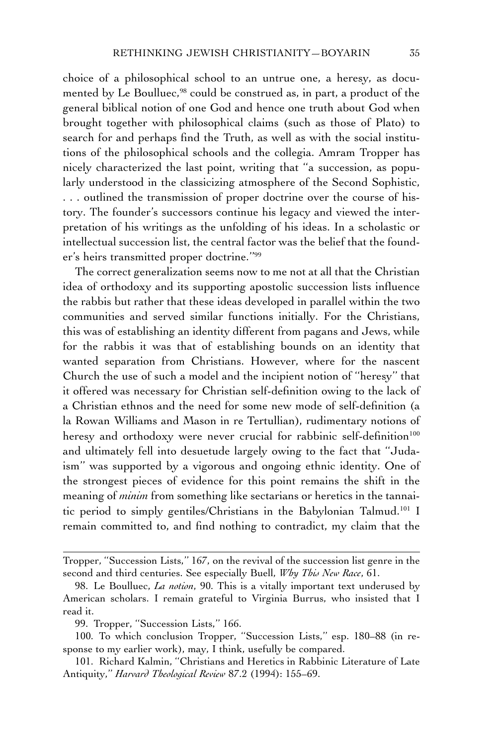choice of a philosophical school to an untrue one, a heresy, as documented by Le Boulluec,[98] could be construed as, in part, a product of the general biblical notion of one God and hence one truth about God when brought together with philosophical claims (such as those of Plato) to search for and perhaps find the Truth, as well as with the social institutions of the philosophical schools and the collegia. Amram Tropper has nicely characterized the last point, writing that "a succession, as popularly understood in the classicizing atmosphere of the Second Sophistic, . . . outlined the transmission of proper doctrine over the course of history. The founder's successors continue his legacy and viewed the interpretation of his writings as the unfolding of his ideas. In a scholastic or intellectual succession list, the central factor was the belief that the founder's heirs transmitted proper doctrine."[99]

The correct generalization seems now to me not at all that the Christian idea of orthodoxy and its supporting apostolic succession lists influence the rabbis but rather that these ideas developed in parallel within the two communities and served similar functions initially. For the Christians, this was of establishing an identity different from pagans and Jews, while for the rabbis it was that of establishing bounds on an identity that wanted separation from Christians. However, where for the nascent Church the use of such a model and the incipient notion of "heresy" that it offered was necessary for Christian self-definition owing to the lack of a Christian ethnos and the need for some new mode of self-definition (a la Rowan Williams and Mason in re Tertullian), rudimentary notions of heresy and orthodoxy were never crucial for rabbinic self-definition[100] and ultimately fell into desuetude largely owing to the fact that "Judaism" was supported by a vigorous and ongoing ethnic identity. One of the strongest pieces of evidence for this point remains the shift in the meaning of *minim* from something like sectarians or heretics in the tannaitic period to simply gentiles/Christians in the Babylonian Talmud.[101] I remain committed to, and find nothing to contradict, my claim that the

---

Tropper, "Succession Lists," 167, on the revival of the succession list genre in the second and third centuries. See especially Buell, *Why This New Race*, 61.

98. Le Boulluec, *La notion*, 90. This is a vitally important text underused by American scholars. I remain grateful to Virginia Burrus, who insisted that I read it.

99. Tropper, "Succession Lists," 166.

100. To which conclusion Tropper, "Succession Lists," esp. 180–88 (in response to my earlier work), may, I think, usefully be compared.

101. Richard Kalmin, "Christians and Heretics in Rabbinic Literature of Late Antiquity," *Harvard Theological Review* 87.2 (1994): 155–69.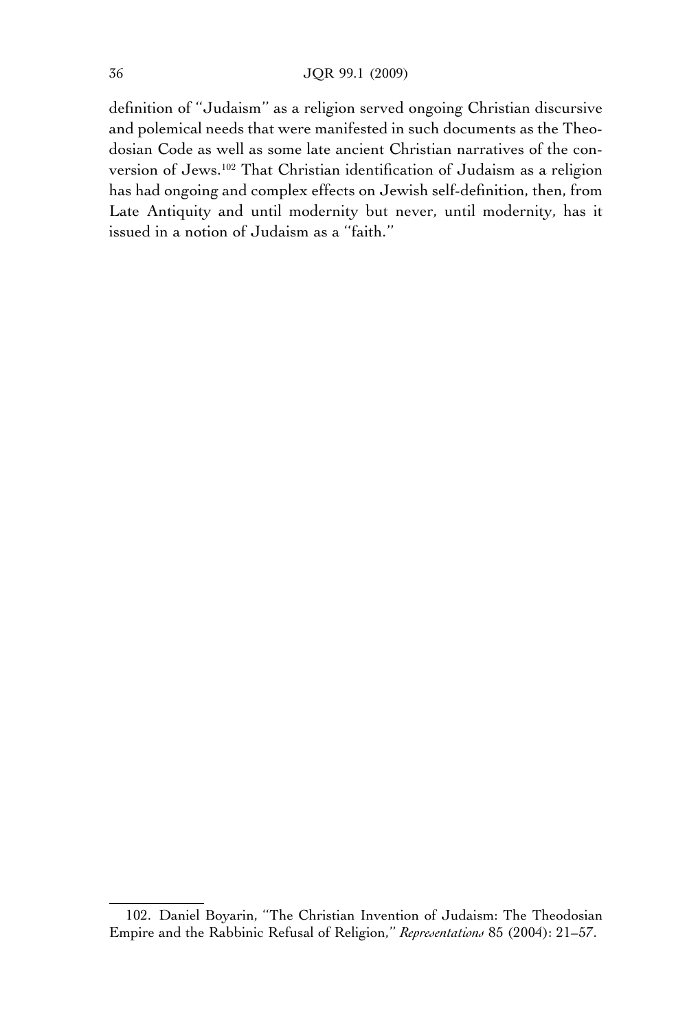definition of "Judaism" as a religion served ongoing Christian discursive and polemical needs that were manifested in such documents as the Theodosian Code as well as some late ancient Christian narratives of the conversion of Jews.[102] That Christian identification of Judaism as a religion has had ongoing and complex effects on Jewish self-definition, then, from Late Antiquity and until modernity but never, until modernity, has it issued in a notion of Judaism as a "faith."

---

102. Daniel Boyarin, "The Christian Invention of Judaism: The Theodosian Empire and the Rabbinic Refusal of Religion," *Representations* 85 (2004): 21–57.